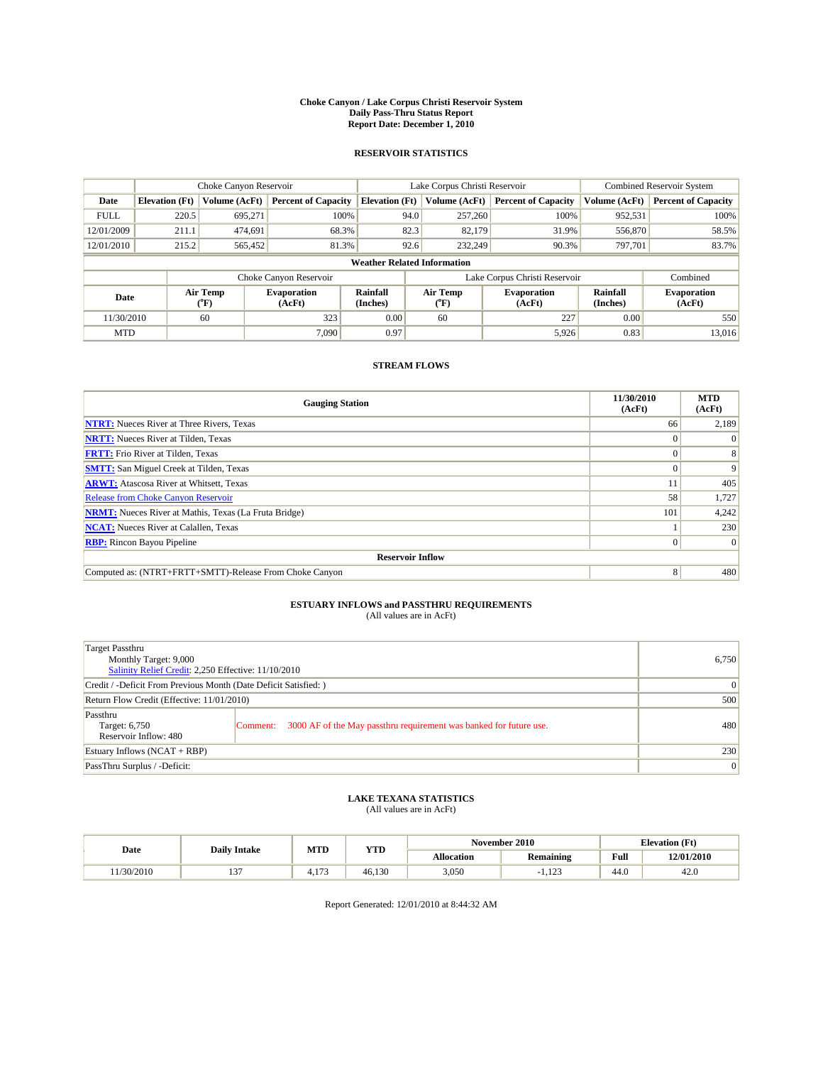# Choke Canyon / Lake Corpus Christi Reservoir System
## Daily Pass-Thru Status Report
## Report Date: December 1, 2010

### RESERVOIR STATISTICS

| | Choke Canyon Reservoir | | | Lake Corpus Christi Reservoir | | | Combined Reservoir System | |
|---|---|---|---|---|---|---|---|---|
| Date | Elevation (Ft) | Volume (AcFt) | Percent of Capacity | Elevation (Ft) | Volume (AcFt) | Percent of Capacity | Volume (AcFt) | Percent of Capacity |
| FULL | 220.5 | 695,271 | 100% | 94.0 | 257,260 | 100% | 952,531 | 100% |
| 12/01/2009 | 211.1 | 474,691 | 68.3% | 82.3 | 82,179 | 31.9% | 556,870 | 58.5% |
| 12/01/2010 | 215.2 | 565,452 | 81.3% | 92.6 | 232,249 | 90.3% | 797,701 | 83.7% |

**Weather Related Information**

| | Choke Canyon Reservoir | | | Lake Corpus Christi Reservoir | | | Combined |
|---|---|---|---|---|---|---|---|
| Date | Air Temp (°F) | Evaporation (AcFt) | Rainfall (Inches) | Air Temp (°F) | Evaporation (AcFt) | Rainfall (Inches) | Evaporation (AcFt) |
| 11/30/2010 | 60 | 323 | 0.00 | 60 | 227 | 0.00 | 550 |
| MTD | | 7,090 | 0.97 | | 5,926 | 0.83 | 13,016 |

### STREAM FLOWS

| Gauging Station | 11/30/2010 (AcFt) | MTD (AcFt) |
|---|---|---|
| NTRT: Nueces River at Three Rivers, Texas | 66 | 2,189 |
| NRTT: Nueces River at Tilden, Texas | 0 | 0 |
| FRTT: Frio River at Tilden, Texas | 0 | 8 |
| SMTT: San Miguel Creek at Tilden, Texas | 0 | 9 |
| ARWT: Atascosa River at Whitsett, Texas | 11 | 405 |
| Release from Choke Canyon Reservoir | 58 | 1,727 |
| NRMT: Nueces River at Mathis, Texas (La Fruta Bridge) | 101 | 4,242 |
| NCAT: Nueces River at Calallen, Texas | 1 | 230 |
| RBP: Rincon Bayou Pipeline | 0 | 0 |
| **Reservoir Inflow** | | |
| Computed as: (NTRT+FRTT+SMTT)-Release From Choke Canyon | 8 | 480 |

### ESTUARY INFLOWS and PASSTHRU REQUIREMENTS
(All values are in AcFt)

| | |
|---|---|
| Target Passthru<br>Monthly Target: 9,000<br>Salinity Relief Credit: 2,250 Effective: 11/10/2010 | 6,750 |
| Credit / -Deficit From Previous Month (Date Deficit Satisfied: ) | 0 |
| Return Flow Credit (Effective: 11/01/2010) | 500 |
| Passthru<br>Target: 6,750<br>Reservoir Inflow: 480<br>Comment: 3000 AF of the May passthru requirement was banked for future use. | 480 |
| Estuary Inflows (NCAT + RBP) | 230 |
| PassThru Surplus / -Deficit: | 0 |

### LAKE TEXANA STATISTICS
(All values are in AcFt)

| Date | Daily Intake | MTD | YTD | November 2010 | | Elevation (Ft) | |
|---|---|---|---|---|---|---|---|
| | | | | Allocation | Remaining | Full | 12/01/2010 |
| 11/30/2010 | 137 | 4,173 | 46,130 | 3,050 | -1,123 | 44.0 | 42.0 |

Report Generated: 12/01/2010 at 8:44:32 AM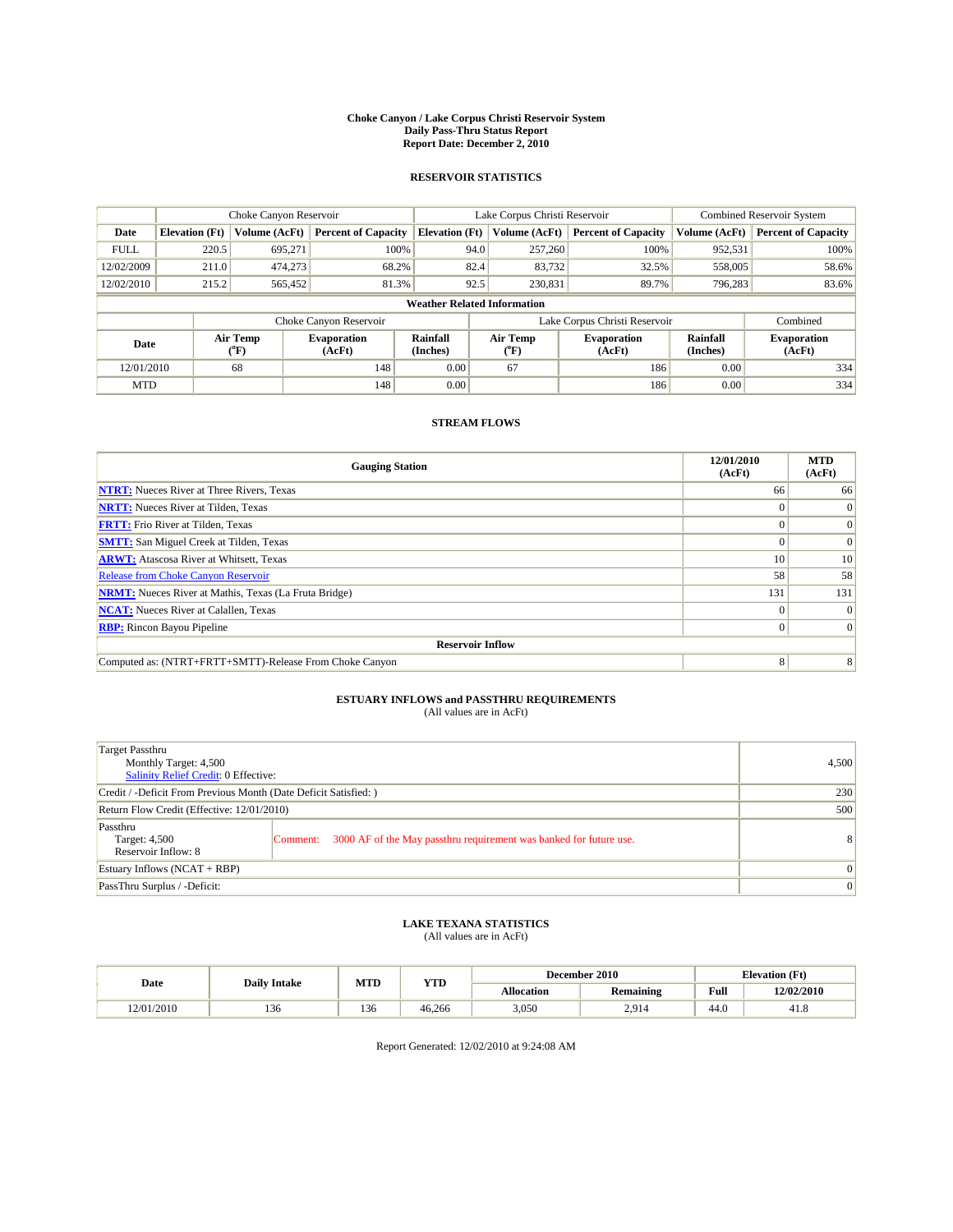**Choke Canyon / Lake Corpus Christi Reservoir System**
**Daily Pass-Thru Status Report**
**Report Date: December 2, 2010**

## RESERVOIR STATISTICS

| | Choke Canyon Reservoir | | | Lake Corpus Christi Reservoir | | | Combined Reservoir System | |
|---|---|---|---|---|---|---|---|---|
| **Date** | **Elevation (Ft)** | **Volume (AcFt)** | **Percent of Capacity** | **Elevation (Ft)** | **Volume (AcFt)** | **Percent of Capacity** | **Volume (AcFt)** | **Percent of Capacity** |
| FULL | 220.5 | 695,271 | 100% | 94.0 | 257,260 | 100% | 952,531 | 100% |
| 12/02/2009 | 211.0 | 474,273 | 68.2% | 82.4 | 83,732 | 32.5% | 558,005 | 58.6% |
| 12/02/2010 | 215.2 | 565,452 | 81.3% | 92.5 | 230,831 | 89.7% | 796,283 | 83.6% |

**Weather Related Information**

| | Choke Canyon Reservoir | | | Lake Corpus Christi Reservoir | | | Combined |
|---|---|---|---|---|---|---|---|
| **Date** | **Air Temp (°F)** | **Evaporation (AcFt)** | **Rainfall (Inches)** | **Air Temp (°F)** | **Evaporation (AcFt)** | **Rainfall (Inches)** | **Evaporation (AcFt)** |
| 12/01/2010 | 68 | 148 | 0.00 | 67 | 186 | 0.00 | 334 |
| MTD | | 148 | 0.00 | | 186 | 0.00 | 334 |

## STREAM FLOWS

| Gauging Station | 12/01/2010 (AcFt) | MTD (AcFt) |
|---|---|---|
| NTRT: Nueces River at Three Rivers, Texas | 66 | 66 |
| NRTT: Nueces River at Tilden, Texas | 0 | 0 |
| FRTT: Frio River at Tilden, Texas | 0 | 0 |
| SMTT: San Miguel Creek at Tilden, Texas | 0 | 0 |
| ARWT: Atascosa River at Whitsett, Texas | 10 | 10 |
| Release from Choke Canyon Reservoir | 58 | 58 |
| NRMT: Nueces River at Mathis, Texas (La Fruta Bridge) | 131 | 131 |
| NCAT: Nueces River at Calallen, Texas | 0 | 0 |
| RBP: Rincon Bayou Pipeline | 0 | 0 |
| **Reservoir Inflow** | | |
| Computed as: (NTRT+FRTT+SMTT)-Release From Choke Canyon | 8 | 8 |

## ESTUARY INFLOWS and PASSTHRU REQUIREMENTS
(All values are in AcFt)

| | |
|---|---|
| Target Passthru<br>Monthly Target: 4,500<br>Salinity Relief Credit: 0 Effective: | 4,500 |
| Credit / -Deficit From Previous Month (Date Deficit Satisfied: ) | 230 |
| Return Flow Credit (Effective: 12/01/2010) | 500 |
| Passthru<br>Target: 4,500<br>Reservoir Inflow: 8<br>Comment: 3000 AF of the May passthru requirement was banked for future use. | 8 |
| Estuary Inflows (NCAT + RBP) | 0 |
| PassThru Surplus / -Deficit: | 0 |

## LAKE TEXANA STATISTICS
(All values are in AcFt)

| Date | Daily Intake | MTD | YTD | December 2010 | | Elevation (Ft) | |
|---|---|---|---|---|---|---|---|
| | | | | **Allocation** | **Remaining** | **Full** | **12/02/2010** |
| 12/01/2010 | 136 | 136 | 46,266 | 3,050 | 2,914 | 44.0 | 41.8 |

Report Generated: 12/02/2010 at 9:24:08 AM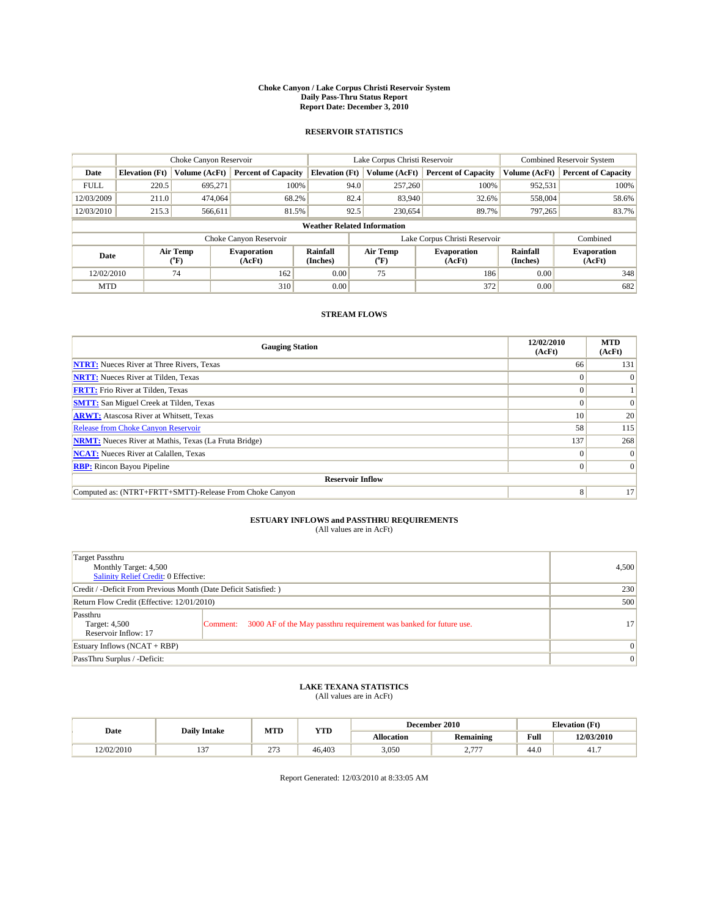**Choke Canyon / Lake Corpus Christi Reservoir System**
**Daily Pass-Thru Status Report**
**Report Date: December 3, 2010**

## RESERVOIR STATISTICS

| | Choke Canyon Reservoir | | | Lake Corpus Christi Reservoir | | | Combined Reservoir System | |
|---|---|---|---|---|---|---|---|---|
| Date | Elevation (Ft) | Volume (AcFt) | Percent of Capacity | Elevation (Ft) | Volume (AcFt) | Percent of Capacity | Volume (AcFt) | Percent of Capacity |
| FULL | 220.5 | 695,271 | 100% | 94.0 | 257,260 | 100% | 952,531 | 100% |
| 12/03/2009 | 211.0 | 474,064 | 68.2% | 82.4 | 83,940 | 32.6% | 558,004 | 58.6% |
| 12/03/2010 | 215.3 | 566,611 | 81.5% | 92.5 | 230,654 | 89.7% | 797,265 | 83.7% |

**Weather Related Information**

| | Choke Canyon Reservoir | | | Lake Corpus Christi Reservoir | | | Combined |
|---|---|---|---|---|---|---|---|
| Date | Air Temp (°F) | Evaporation (AcFt) | Rainfall (Inches) | Air Temp (°F) | Evaporation (AcFt) | Rainfall (Inches) | Evaporation (AcFt) |
| 12/02/2010 | 74 | 162 | 0.00 | 75 | 186 | 0.00 | 348 |
| MTD | | 310 | 0.00 | | 372 | 0.00 | 682 |

## STREAM FLOWS

| Gauging Station | 12/02/2010 (AcFt) | MTD (AcFt) |
|---|---|---|
| NTRT: Nueces River at Three Rivers, Texas | 66 | 131 |
| NRTT: Nueces River at Tilden, Texas | 0 | 0 |
| FRTT: Frio River at Tilden, Texas | 0 | 1 |
| SMTT: San Miguel Creek at Tilden, Texas | 0 | 0 |
| ARWT: Atascosa River at Whitsett, Texas | 10 | 20 |
| Release from Choke Canyon Reservoir | 58 | 115 |
| NRMT: Nueces River at Mathis, Texas (La Fruta Bridge) | 137 | 268 |
| NCAT: Nueces River at Calallen, Texas | 0 | 0 |
| RBP: Rincon Bayou Pipeline | 0 | 0 |
| **Reservoir Inflow** | | |
| Computed as: (NTRT+FRTT+SMTT)-Release From Choke Canyon | 8 | 17 |

## ESTUARY INFLOWS and PASSTHRU REQUIREMENTS

(All values are in AcFt)

| | |
|---|---|
| Target Passthru<br>Monthly Target: 4,500<br>Salinity Relief Credit: 0 Effective: | 4,500 |
| Credit / -Deficit From Previous Month (Date Deficit Satisfied: ) | 230 |
| Return Flow Credit (Effective: 12/01/2010) | 500 |
| Passthru<br>Target: 4,500<br>Reservoir Inflow: 17 — Comment: 3000 AF of the May passthru requirement was banked for future use. | 17 |
| Estuary Inflows (NCAT + RBP) | 0 |
| PassThru Surplus / -Deficit: | 0 |

## LAKE TEXANA STATISTICS

(All values are in AcFt)

| Date | Daily Intake | MTD | YTD | December 2010 | | Elevation (Ft) | |
|---|---|---|---|---|---|---|---|
| | | | | Allocation | Remaining | Full | 12/03/2010 |
| 12/02/2010 | 137 | 273 | 46,403 | 3,050 | 2,777 | 44.0 | 41.7 |

Report Generated: 12/03/2010 at 8:33:05 AM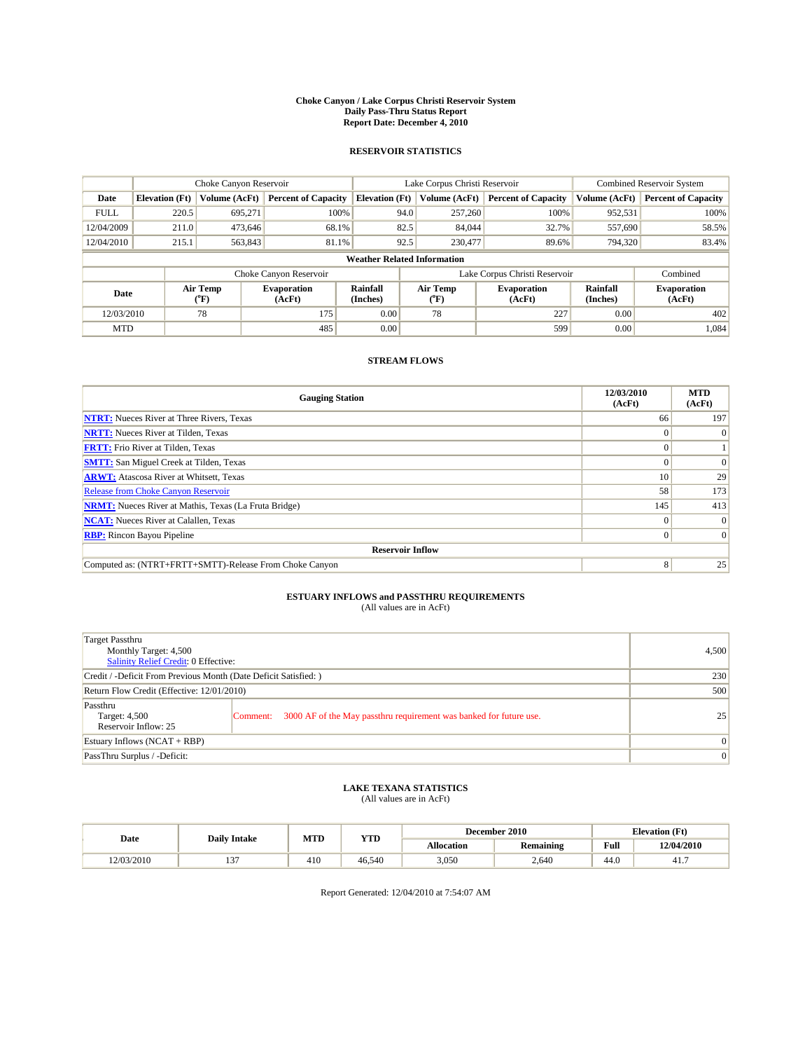**Choke Canyon / Lake Corpus Christi Reservoir System**
**Daily Pass-Thru Status Report**
**Report Date: December 4, 2010**

## RESERVOIR STATISTICS

| | Choke Canyon Reservoir | | | Lake Corpus Christi Reservoir | | | Combined Reservoir System | |
|---|---|---|---|---|---|---|---|---|
| Date | Elevation (Ft) | Volume (AcFt) | Percent of Capacity | Elevation (Ft) | Volume (AcFt) | Percent of Capacity | Volume (AcFt) | Percent of Capacity |
| FULL | 220.5 | 695,271 | 100% | 94.0 | 257,260 | 100% | 952,531 | 100% |
| 12/04/2009 | 211.0 | 473,646 | 68.1% | 82.5 | 84,044 | 32.7% | 557,690 | 58.5% |
| 12/04/2010 | 215.1 | 563,843 | 81.1% | 92.5 | 230,477 | 89.6% | 794,320 | 83.4% |

**Weather Related Information**

| | Choke Canyon Reservoir | | | Lake Corpus Christi Reservoir | | | Combined |
|---|---|---|---|---|---|---|---|
| Date | Air Temp (°F) | Evaporation (AcFt) | Rainfall (Inches) | Air Temp (°F) | Evaporation (AcFt) | Rainfall (Inches) | Evaporation (AcFt) |
| 12/03/2010 | 78 | 175 | 0.00 | 78 | 227 | 0.00 | 402 |
| MTD | | 485 | 0.00 | | 599 | 0.00 | 1,084 |

## STREAM FLOWS

| Gauging Station | 12/03/2010 (AcFt) | MTD (AcFt) |
|---|---|---|
| NTRT: Nueces River at Three Rivers, Texas | 66 | 197 |
| NRTT: Nueces River at Tilden, Texas | 0 | 0 |
| FRTT: Frio River at Tilden, Texas | 0 | 1 |
| SMTT: San Miguel Creek at Tilden, Texas | 0 | 0 |
| ARWT: Atascosa River at Whitsett, Texas | 10 | 29 |
| Release from Choke Canyon Reservoir | 58 | 173 |
| NRMT: Nueces River at Mathis, Texas (La Fruta Bridge) | 145 | 413 |
| NCAT: Nueces River at Calallen, Texas | 0 | 0 |
| RBP: Rincon Bayou Pipeline | 0 | 0 |
| **Reservoir Inflow** | | |
| Computed as: (NTRT+FRTT+SMTT)-Release From Choke Canyon | 8 | 25 |

## ESTUARY INFLOWS and PASSTHRU REQUIREMENTS
(All values are in AcFt)

| | | |
|---|---|---|
| Target Passthru<br>Monthly Target: 4,500<br>Salinity Relief Credit: 0 Effective: | | 4,500 |
| Credit / -Deficit From Previous Month (Date Deficit Satisfied: ) | | 230 |
| Return Flow Credit (Effective: 12/01/2010) | | 500 |
| Passthru<br>Target: 4,500<br>Reservoir Inflow: 25 | Comment: 3000 AF of the May passthru requirement was banked for future use. | 25 |
| Estuary Inflows (NCAT + RBP) | | 0 |
| PassThru Surplus / -Deficit: | | 0 |

## LAKE TEXANA STATISTICS
(All values are in AcFt)

| Date | Daily Intake | MTD | YTD | December 2010 | | Elevation (Ft) | |
|---|---|---|---|---|---|---|---|
| | | | | Allocation | Remaining | Full | 12/04/2010 |
| 12/03/2010 | 137 | 410 | 46,540 | 3,050 | 2,640 | 44.0 | 41.7 |

Report Generated: 12/04/2010 at 7:54:07 AM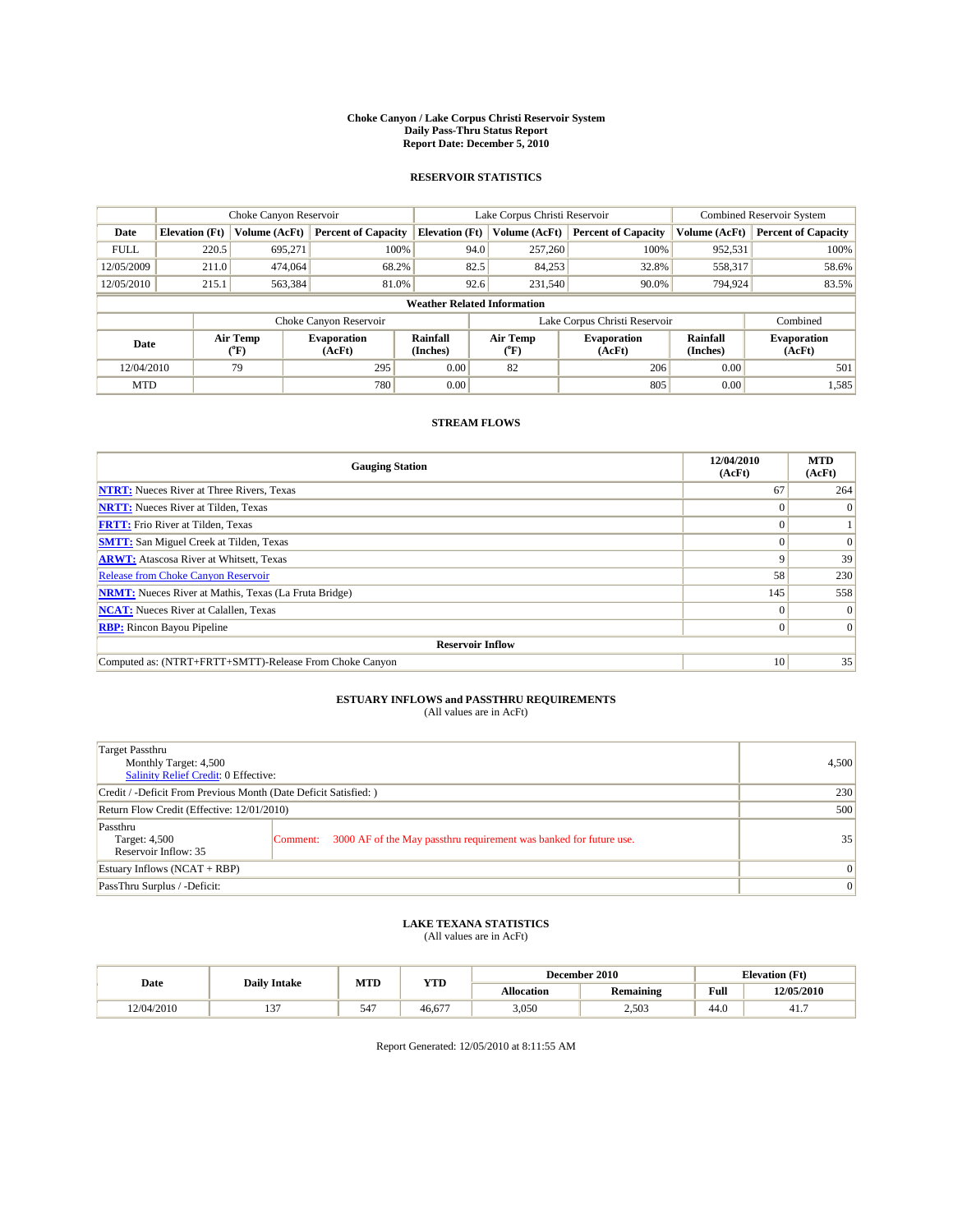# Choke Canyon / Lake Corpus Christi Reservoir System
## Daily Pass-Thru Status Report
## Report Date: December 5, 2010

### RESERVOIR STATISTICS

| | Choke Canyon Reservoir | | | Lake Corpus Christi Reservoir | | | Combined Reservoir System | |
|---|---|---|---|---|---|---|---|---|
| Date | Elevation (Ft) | Volume (AcFt) | Percent of Capacity | Elevation (Ft) | Volume (AcFt) | Percent of Capacity | Volume (AcFt) | Percent of Capacity |
| FULL | 220.5 | 695,271 | 100% | 94.0 | 257,260 | 100% | 952,531 | 100% |
| 12/05/2009 | 211.0 | 474,064 | 68.2% | 82.5 | 84,253 | 32.8% | 558,317 | 58.6% |
| 12/05/2010 | 215.1 | 563,384 | 81.0% | 92.6 | 231,540 | 90.0% | 794,924 | 83.5% |

**Weather Related Information**

| | Choke Canyon Reservoir | | | Lake Corpus Christi Reservoir | | | Combined |
|---|---|---|---|---|---|---|---|
| Date | Air Temp (°F) | Evaporation (AcFt) | Rainfall (Inches) | Air Temp (°F) | Evaporation (AcFt) | Rainfall (Inches) | Evaporation (AcFt) |
| 12/04/2010 | 79 | 295 | 0.00 | 82 | 206 | 0.00 | 501 |
| MTD | | 780 | 0.00 | | 805 | 0.00 | 1,585 |

### STREAM FLOWS

| Gauging Station | 12/04/2010 (AcFt) | MTD (AcFt) |
|---|---|---|
| NTRT: Nueces River at Three Rivers, Texas | 67 | 264 |
| NRTT: Nueces River at Tilden, Texas | 0 | 0 |
| FRTT: Frio River at Tilden, Texas | 0 | 1 |
| SMTT: San Miguel Creek at Tilden, Texas | 0 | 0 |
| ARWT: Atascosa River at Whitsett, Texas | 9 | 39 |
| Release from Choke Canyon Reservoir | 58 | 230 |
| NRMT: Nueces River at Mathis, Texas (La Fruta Bridge) | 145 | 558 |
| NCAT: Nueces River at Calallen, Texas | 0 | 0 |
| RBP: Rincon Bayou Pipeline | 0 | 0 |
| **Reservoir Inflow** | | |
| Computed as: (NTRT+FRTT+SMTT)-Release From Choke Canyon | 10 | 35 |

### ESTUARY INFLOWS and PASSTHRU REQUIREMENTS
(All values are in AcFt)

| | |
|---|---|
| Target Passthru<br>Monthly Target: 4,500<br>Salinity Relief Credit: 0 Effective: | 4,500 |
| Credit / -Deficit From Previous Month (Date Deficit Satisfied: ) | 230 |
| Return Flow Credit (Effective: 12/01/2010) | 500 |
| Passthru<br>Target: 4,500<br>Reservoir Inflow: 35<br>Comment: 3000 AF of the May passthru requirement was banked for future use. | 35 |
| Estuary Inflows (NCAT + RBP) | 0 |
| PassThru Surplus / -Deficit: | 0 |

### LAKE TEXANA STATISTICS
(All values are in AcFt)

| Date | Daily Intake | MTD | YTD | December 2010 | | Elevation (Ft) | |
|---|---|---|---|---|---|---|---|
| | | | | Allocation | Remaining | Full | 12/05/2010 |
| 12/04/2010 | 137 | 547 | 46,677 | 3,050 | 2,503 | 44.0 | 41.7 |

Report Generated: 12/05/2010 at 8:11:55 AM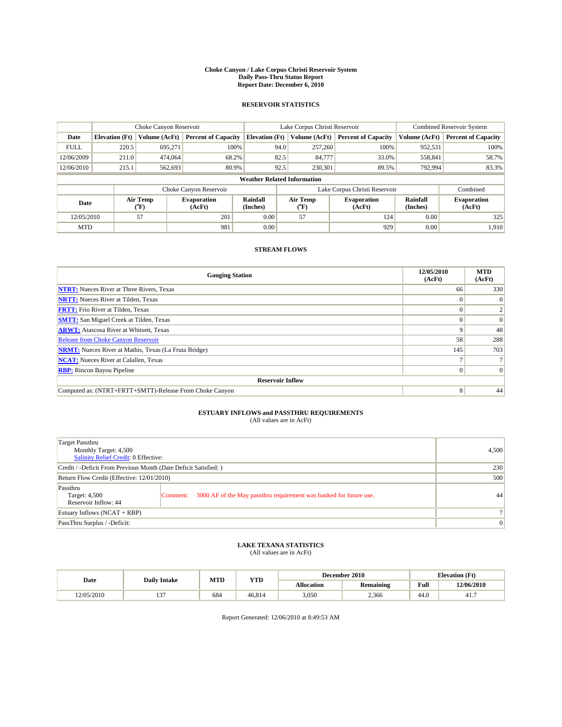**Choke Canyon / Lake Corpus Christi Reservoir System**
**Daily Pass-Thru Status Report**
**Report Date: December 6, 2010**

## RESERVOIR STATISTICS

| | Choke Canyon Reservoir | | | Lake Corpus Christi Reservoir | | | Combined Reservoir System | |
|---|---|---|---|---|---|---|---|---|
| **Date** | **Elevation (Ft)** | **Volume (AcFt)** | **Percent of Capacity** | **Elevation (Ft)** | **Volume (AcFt)** | **Percent of Capacity** | **Volume (AcFt)** | **Percent of Capacity** |
| FULL | 220.5 | 695,271 | 100% | 94.0 | 257,260 | 100% | 952,531 | 100% |
| 12/06/2009 | 211.0 | 474,064 | 68.2% | 82.5 | 84,777 | 33.0% | 558,841 | 58.7% |
| 12/06/2010 | 215.1 | 562,693 | 80.9% | 92.5 | 230,301 | 89.5% | 792,994 | 83.3% |

**Weather Related Information**

| | Choke Canyon Reservoir | | | Lake Corpus Christi Reservoir | | | Combined |
|---|---|---|---|---|---|---|---|
| **Date** | **Air Temp (°F)** | **Evaporation (AcFt)** | **Rainfall (Inches)** | **Air Temp (°F)** | **Evaporation (AcFt)** | **Rainfall (Inches)** | **Evaporation (AcFt)** |
| 12/05/2010 | 57 | 201 | 0.00 | 57 | 124 | 0.00 | 325 |
| MTD | | 981 | 0.00 | | 929 | 0.00 | 1,910 |

## STREAM FLOWS

| Gauging Station | 12/05/2010 (AcFt) | MTD (AcFt) |
|---|---|---|
| **NTRT:** Nueces River at Three Rivers, Texas | 66 | 330 |
| **NRTT:** Nueces River at Tilden, Texas | 0 | 0 |
| **FRTT:** Frio River at Tilden, Texas | 0 | 2 |
| **SMTT:** San Miguel Creek at Tilden, Texas | 0 | 0 |
| **ARWT:** Atascosa River at Whitsett, Texas | 9 | 48 |
| Release from Choke Canyon Reservoir | 58 | 288 |
| **NRMT:** Nueces River at Mathis, Texas (La Fruta Bridge) | 145 | 703 |
| **NCAT:** Nueces River at Calallen, Texas | 7 | 7 |
| **RBP:** Rincon Bayou Pipeline | 0 | 0 |
| **Reservoir Inflow** | | |
| Computed as: (NTRT+FRTT+SMTT)-Release From Choke Canyon | 8 | 44 |

## ESTUARY INFLOWS and PASSTHRU REQUIREMENTS
(All values are in AcFt)

| | | |
|---|---|---|
| Target Passthru<br>Monthly Target: 4,500<br>Salinity Relief Credit: 0 Effective: | | 4,500 |
| Credit / -Deficit From Previous Month (Date Deficit Satisfied: ) | | 230 |
| Return Flow Credit (Effective: 12/01/2010) | | 500 |
| Passthru<br>Target: 4,500<br>Reservoir Inflow: 44 | Comment: 3000 AF of the May passthru requirement was banked for future use. | 44 |
| Estuary Inflows (NCAT + RBP) | | 7 |
| PassThru Surplus / -Deficit: | | 0 |

## LAKE TEXANA STATISTICS
(All values are in AcFt)

| Date | Daily Intake | MTD | YTD | December 2010 | | Elevation (Ft) | |
|---|---|---|---|---|---|---|---|
| | | | | **Allocation** | **Remaining** | **Full** | **12/06/2010** |
| 12/05/2010 | 137 | 684 | 46,814 | 3,050 | 2,366 | 44.0 | 41.7 |

Report Generated: 12/06/2010 at 8:49:53 AM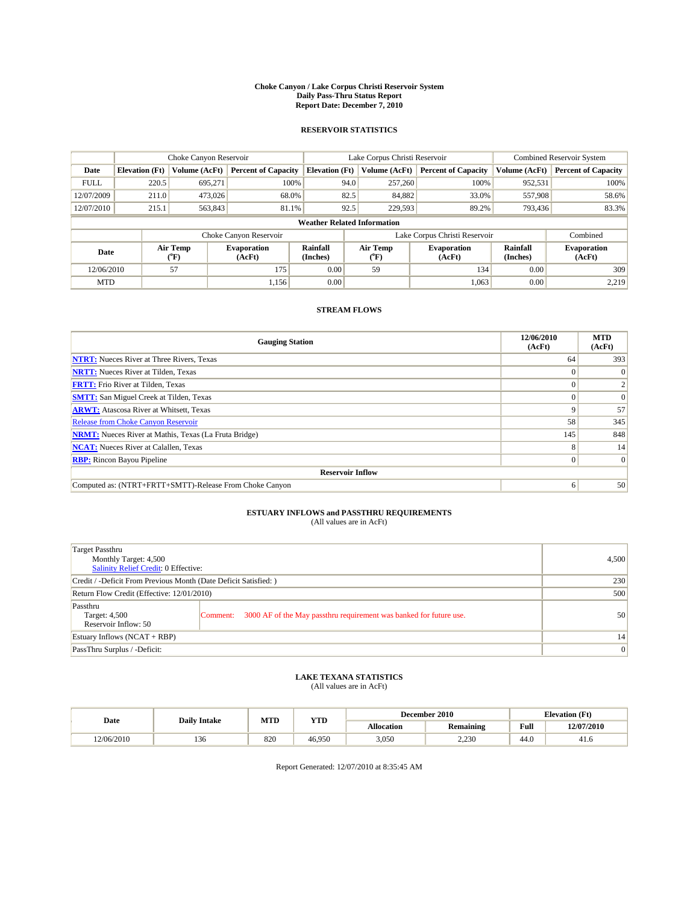**Choke Canyon / Lake Corpus Christi Reservoir System**
**Daily Pass-Thru Status Report**
**Report Date: December 7, 2010**

## RESERVOIR STATISTICS

| | Choke Canyon Reservoir | | | Lake Corpus Christi Reservoir | | | Combined Reservoir System | |
|---|---|---|---|---|---|---|---|---|
| Date | Elevation (Ft) | Volume (AcFt) | Percent of Capacity | Elevation (Ft) | Volume (AcFt) | Percent of Capacity | Volume (AcFt) | Percent of Capacity |
| FULL | 220.5 | 695,271 | 100% | 94.0 | 257,260 | 100% | 952,531 | 100% |
| 12/07/2009 | 211.0 | 473,026 | 68.0% | 82.5 | 84,882 | 33.0% | 557,908 | 58.6% |
| 12/07/2010 | 215.1 | 563,843 | 81.1% | 92.5 | 229,593 | 89.2% | 793,436 | 83.3% |

**Weather Related Information**

| | Choke Canyon Reservoir | | | Lake Corpus Christi Reservoir | | | Combined |
|---|---|---|---|---|---|---|---|
| Date | Air Temp (°F) | Evaporation (AcFt) | Rainfall (Inches) | Air Temp (°F) | Evaporation (AcFt) | Rainfall (Inches) | Evaporation (AcFt) |
| 12/06/2010 | 57 | 175 | 0.00 | 59 | 134 | 0.00 | 309 |
| MTD | | 1,156 | 0.00 | | 1,063 | 0.00 | 2,219 |

## STREAM FLOWS

| Gauging Station | 12/06/2010 (AcFt) | MTD (AcFt) |
|---|---|---|
| NTRT: Nueces River at Three Rivers, Texas | 64 | 393 |
| NRTT: Nueces River at Tilden, Texas | 0 | 0 |
| FRTT: Frio River at Tilden, Texas | 0 | 2 |
| SMTT: San Miguel Creek at Tilden, Texas | 0 | 0 |
| ARWT: Atascosa River at Whitsett, Texas | 9 | 57 |
| Release from Choke Canyon Reservoir | 58 | 345 |
| NRMT: Nueces River at Mathis, Texas (La Fruta Bridge) | 145 | 848 |
| NCAT: Nueces River at Calallen, Texas | 8 | 14 |
| RBP: Rincon Bayou Pipeline | 0 | 0 |
| **Reservoir Inflow** | | |
| Computed as: (NTRT+FRTT+SMTT)-Release From Choke Canyon | 6 | 50 |

## ESTUARY INFLOWS and PASSTHRU REQUIREMENTS
(All values are in AcFt)

| | | |
|---|---|---|
| Target Passthru<br>Monthly Target: 4,500<br>Salinity Relief Credit: 0 Effective: | | 4,500 |
| Credit / -Deficit From Previous Month (Date Deficit Satisfied: ) | | 230 |
| Return Flow Credit (Effective: 12/01/2010) | | 500 |
| Passthru<br>Target: 4,500<br>Reservoir Inflow: 50 | Comment: 3000 AF of the May passthru requirement was banked for future use. | 50 |
| Estuary Inflows (NCAT + RBP) | | 14 |
| PassThru Surplus / -Deficit: | | 0 |

## LAKE TEXANA STATISTICS
(All values are in AcFt)

| Date | Daily Intake | MTD | YTD | December 2010 | | Elevation (Ft) | |
|---|---|---|---|---|---|---|---|
| | | | | Allocation | Remaining | Full | 12/07/2010 |
| 12/06/2010 | 136 | 820 | 46,950 | 3,050 | 2,230 | 44.0 | 41.6 |

Report Generated: 12/07/2010 at 8:35:45 AM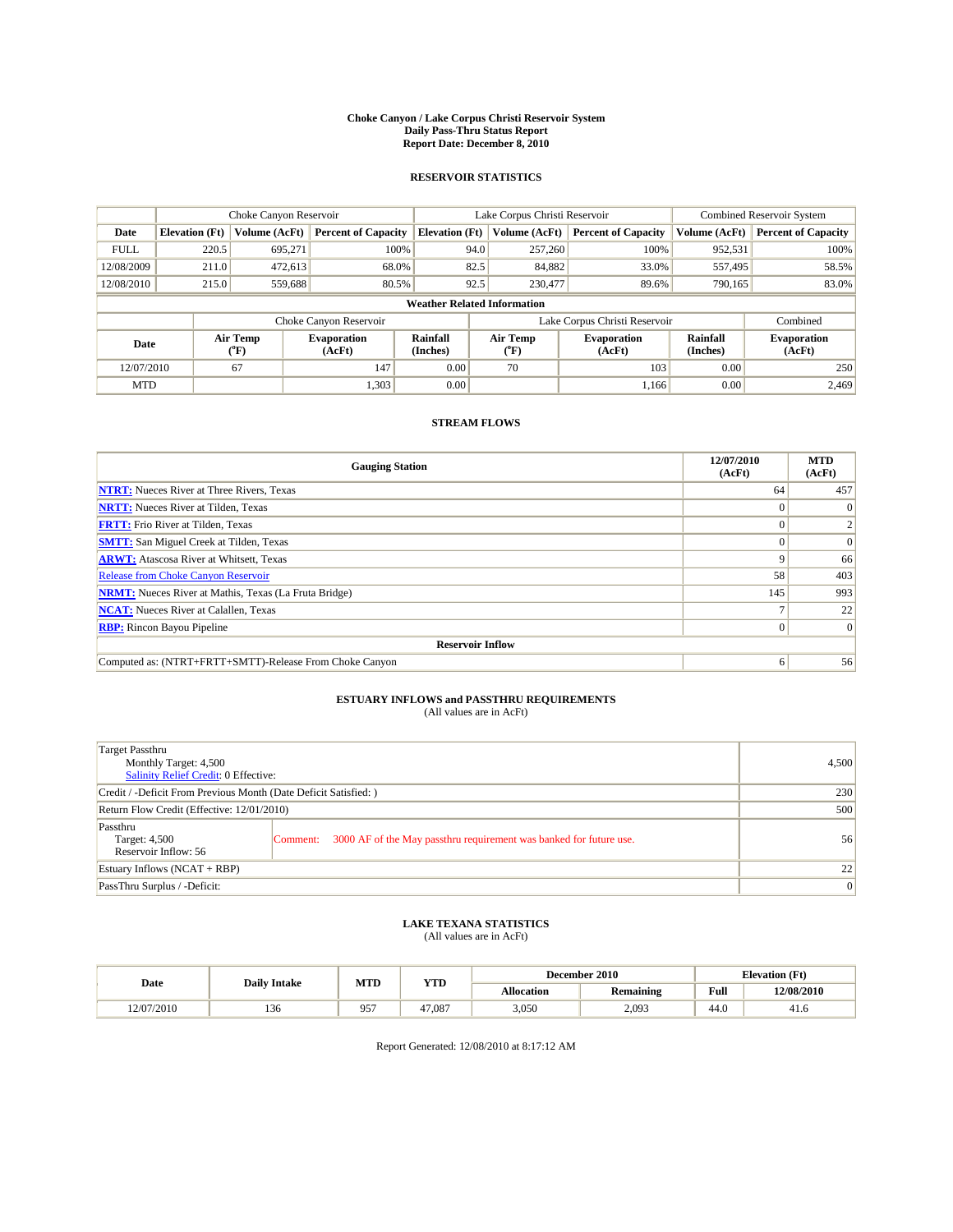# Choke Canyon / Lake Corpus Christi Reservoir System
## Daily Pass-Thru Status Report
## Report Date: December 8, 2010

### RESERVOIR STATISTICS

| | Choke Canyon Reservoir | | | Lake Corpus Christi Reservoir | | | Combined Reservoir System | |
|---|---|---|---|---|---|---|---|---|
| Date | Elevation (Ft) | Volume (AcFt) | Percent of Capacity | Elevation (Ft) | Volume (AcFt) | Percent of Capacity | Volume (AcFt) | Percent of Capacity |
| FULL | 220.5 | 695,271 | 100% | 94.0 | 257,260 | 100% | 952,531 | 100% |
| 12/08/2009 | 211.0 | 472,613 | 68.0% | 82.5 | 84,882 | 33.0% | 557,495 | 58.5% |
| 12/08/2010 | 215.0 | 559,688 | 80.5% | 92.5 | 230,477 | 89.6% | 790,165 | 83.0% |

**Weather Related Information**

| | Choke Canyon Reservoir | | | Lake Corpus Christi Reservoir | | | Combined |
|---|---|---|---|---|---|---|---|
| Date | Air Temp (°F) | Evaporation (AcFt) | Rainfall (Inches) | Air Temp (°F) | Evaporation (AcFt) | Rainfall (Inches) | Evaporation (AcFt) |
| 12/07/2010 | 67 | 147 | 0.00 | 70 | 103 | 0.00 | 250 |
| MTD | | 1,303 | 0.00 | | 1,166 | 0.00 | 2,469 |

### STREAM FLOWS

| Gauging Station | 12/07/2010 (AcFt) | MTD (AcFt) |
|---|---|---|
| **NTRT:** Nueces River at Three Rivers, Texas | 64 | 457 |
| **NRTT:** Nueces River at Tilden, Texas | 0 | 0 |
| **FRTT:** Frio River at Tilden, Texas | 0 | 2 |
| **SMTT:** San Miguel Creek at Tilden, Texas | 0 | 0 |
| **ARWT:** Atascosa River at Whitsett, Texas | 9 | 66 |
| Release from Choke Canyon Reservoir | 58 | 403 |
| **NRMT:** Nueces River at Mathis, Texas (La Fruta Bridge) | 145 | 993 |
| **NCAT:** Nueces River at Calallen, Texas | 7 | 22 |
| **RBP:** Rincon Bayou Pipeline | 0 | 0 |
| **Reservoir Inflow** | | |
| Computed as: (NTRT+FRTT+SMTT)-Release From Choke Canyon | 6 | 56 |

### ESTUARY INFLOWS and PASSTHRU REQUIREMENTS
(All values are in AcFt)

| | |
|---|---|
| Target Passthru<br>Monthly Target: 4,500<br>Salinity Relief Credit: 0 Effective: | 4,500 |
| Credit / -Deficit From Previous Month (Date Deficit Satisfied: ) | 230 |
| Return Flow Credit (Effective: 12/01/2010) | 500 |
| Passthru<br>Target: 4,500<br>Reservoir Inflow: 56<br>Comment: 3000 AF of the May passthru requirement was banked for future use. | 56 |
| Estuary Inflows (NCAT + RBP) | 22 |
| PassThru Surplus / -Deficit: | 0 |

### LAKE TEXANA STATISTICS
(All values are in AcFt)

| Date | Daily Intake | MTD | YTD | December 2010 | | Elevation (Ft) | |
|---|---|---|---|---|---|---|---|
| | | | | Allocation | Remaining | Full | 12/08/2010 |
| 12/07/2010 | 136 | 957 | 47,087 | 3,050 | 2,093 | 44.0 | 41.6 |

Report Generated: 12/08/2010 at 8:17:12 AM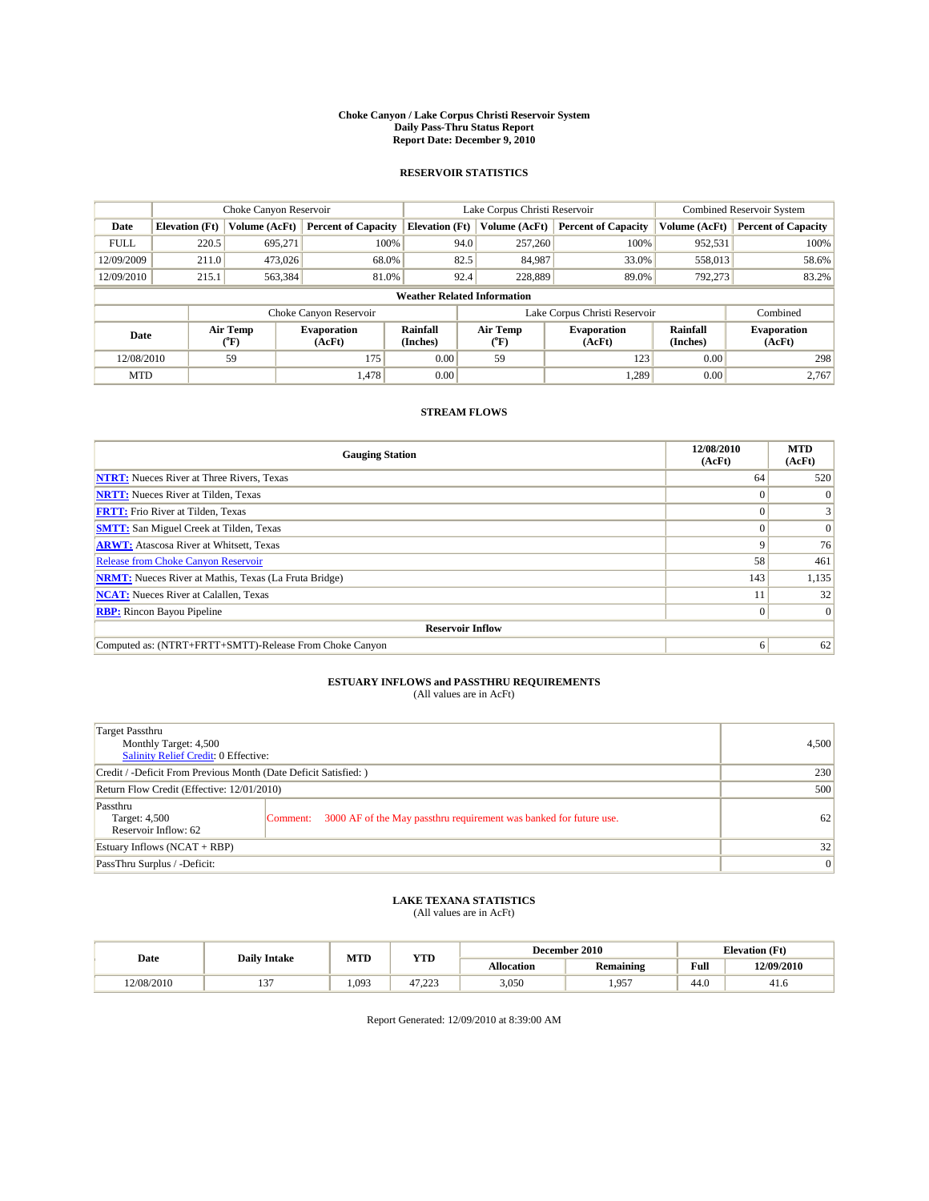**Choke Canyon / Lake Corpus Christi Reservoir System**
**Daily Pass-Thru Status Report**
**Report Date: December 9, 2010**

## RESERVOIR STATISTICS

| | Choke Canyon Reservoir | | | Lake Corpus Christi Reservoir | | | Combined Reservoir System | |
|---|---|---|---|---|---|---|---|---|
| **Date** | **Elevation (Ft)** | **Volume (AcFt)** | **Percent of Capacity** | **Elevation (Ft)** | **Volume (AcFt)** | **Percent of Capacity** | **Volume (AcFt)** | **Percent of Capacity** |
| FULL | 220.5 | 695,271 | 100% | 94.0 | 257,260 | 100% | 952,531 | 100% |
| 12/09/2009 | 211.0 | 473,026 | 68.0% | 82.5 | 84,987 | 33.0% | 558,013 | 58.6% |
| 12/09/2010 | 215.1 | 563,384 | 81.0% | 92.4 | 228,889 | 89.0% | 792,273 | 83.2% |

**Weather Related Information**

| | Choke Canyon Reservoir | | | Lake Corpus Christi Reservoir | | | Combined |
|---|---|---|---|---|---|---|---|
| **Date** | **Air Temp (°F)** | **Evaporation (AcFt)** | **Rainfall (Inches)** | **Air Temp (°F)** | **Evaporation (AcFt)** | **Rainfall (Inches)** | **Evaporation (AcFt)** |
| 12/08/2010 | 59 | 175 | 0.00 | 59 | 123 | 0.00 | 298 |
| MTD | | 1,478 | 0.00 | | 1,289 | 0.00 | 2,767 |

## STREAM FLOWS

| Gauging Station | 12/08/2010 (AcFt) | MTD (AcFt) |
|---|---|---|
| NTRT: Nueces River at Three Rivers, Texas | 64 | 520 |
| NRTT: Nueces River at Tilden, Texas | 0 | 0 |
| FRTT: Frio River at Tilden, Texas | 0 | 3 |
| SMTT: San Miguel Creek at Tilden, Texas | 0 | 0 |
| ARWT: Atascosa River at Whitsett, Texas | 9 | 76 |
| Release from Choke Canyon Reservoir | 58 | 461 |
| NRMT: Nueces River at Mathis, Texas (La Fruta Bridge) | 143 | 1,135 |
| NCAT: Nueces River at Calallen, Texas | 11 | 32 |
| RBP: Rincon Bayou Pipeline | 0 | 0 |
| **Reservoir Inflow** | | |
| Computed as: (NTRT+FRTT+SMTT)-Release From Choke Canyon | 6 | 62 |

## ESTUARY INFLOWS and PASSTHRU REQUIREMENTS
(All values are in AcFt)

| | |
|---|---|
| Target Passthru<br>Monthly Target: 4,500<br>Salinity Relief Credit: 0 Effective: | 4,500 |
| Credit / -Deficit From Previous Month (Date Deficit Satisfied: ) | 230 |
| Return Flow Credit (Effective: 12/01/2010) | 500 |
| Passthru<br>Target: 4,500<br>Reservoir Inflow: 62<br>Comment: 3000 AF of the May passthru requirement was banked for future use. | 62 |
| Estuary Inflows (NCAT + RBP) | 32 |
| PassThru Surplus / -Deficit: | 0 |

## LAKE TEXANA STATISTICS
(All values are in AcFt)

| Date | Daily Intake | MTD | YTD | December 2010 | | Elevation (Ft) | |
|---|---|---|---|---|---|---|---|
| | | | | **Allocation** | **Remaining** | **Full** | **12/09/2010** |
| 12/08/2010 | 137 | 1,093 | 47,223 | 3,050 | 1,957 | 44.0 | 41.6 |

Report Generated: 12/09/2010 at 8:39:00 AM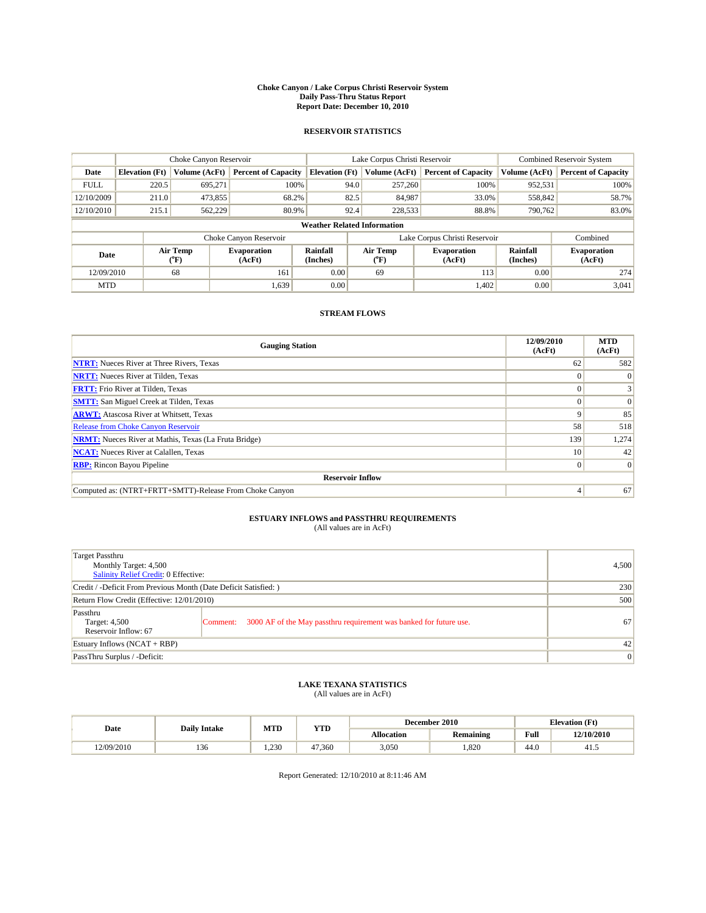**Choke Canyon / Lake Corpus Christi Reservoir System**
**Daily Pass-Thru Status Report**
**Report Date: December 10, 2010**

## RESERVOIR STATISTICS

| | Choke Canyon Reservoir | | | Lake Corpus Christi Reservoir | | | Combined Reservoir System | |
|---|---|---|---|---|---|---|---|---|
| Date | Elevation (Ft) | Volume (AcFt) | Percent of Capacity | Elevation (Ft) | Volume (AcFt) | Percent of Capacity | Volume (AcFt) | Percent of Capacity |
| FULL | 220.5 | 695,271 | 100% | 94.0 | 257,260 | 100% | 952,531 | 100% |
| 12/10/2009 | 211.0 | 473,855 | 68.2% | 82.5 | 84,987 | 33.0% | 558,842 | 58.7% |
| 12/10/2010 | 215.1 | 562,229 | 80.9% | 92.4 | 228,533 | 88.8% | 790,762 | 83.0% |

**Weather Related Information**

| | Choke Canyon Reservoir | | | Lake Corpus Christi Reservoir | | | Combined |
|---|---|---|---|---|---|---|---|
| Date | Air Temp (°F) | Evaporation (AcFt) | Rainfall (Inches) | Air Temp (°F) | Evaporation (AcFt) | Rainfall (Inches) | Evaporation (AcFt) |
| 12/09/2010 | 68 | 161 | 0.00 | 69 | 113 | 0.00 | 274 |
| MTD | | 1,639 | 0.00 | | 1,402 | 0.00 | 3,041 |

## STREAM FLOWS

| Gauging Station | 12/09/2010 (AcFt) | MTD (AcFt) |
|---|---|---|
| NTRT: Nueces River at Three Rivers, Texas | 62 | 582 |
| NRTT: Nueces River at Tilden, Texas | 0 | 0 |
| FRTT: Frio River at Tilden, Texas | 0 | 3 |
| SMTT: San Miguel Creek at Tilden, Texas | 0 | 0 |
| ARWT: Atascosa River at Whitsett, Texas | 9 | 85 |
| Release from Choke Canyon Reservoir | 58 | 518 |
| NRMT: Nueces River at Mathis, Texas (La Fruta Bridge) | 139 | 1,274 |
| NCAT: Nueces River at Calallen, Texas | 10 | 42 |
| RBP: Rincon Bayou Pipeline | 0 | 0 |
| **Reservoir Inflow** | | |
| Computed as: (NTRT+FRTT+SMTT)-Release From Choke Canyon | 4 | 67 |

## ESTUARY INFLOWS and PASSTHRU REQUIREMENTS
(All values are in AcFt)

| | |
|---|---|
| Target Passthru<br>Monthly Target: 4,500<br>Salinity Relief Credit: 0 Effective: | 4,500 |
| Credit / -Deficit From Previous Month (Date Deficit Satisfied: ) | 230 |
| Return Flow Credit (Effective: 12/01/2010) | 500 |
| Passthru<br>Target: 4,500<br>Reservoir Inflow: 67 — Comment: 3000 AF of the May passthru requirement was banked for future use. | 67 |
| Estuary Inflows (NCAT + RBP) | 42 |
| PassThru Surplus / -Deficit: | 0 |

## LAKE TEXANA STATISTICS
(All values are in AcFt)

| Date | Daily Intake | MTD | YTD | December 2010 | | Elevation (Ft) | |
|---|---|---|---|---|---|---|---|
| | | | | Allocation | Remaining | Full | 12/10/2010 |
| 12/09/2010 | 136 | 1,230 | 47,360 | 3,050 | 1,820 | 44.0 | 41.5 |

Report Generated: 12/10/2010 at 8:11:46 AM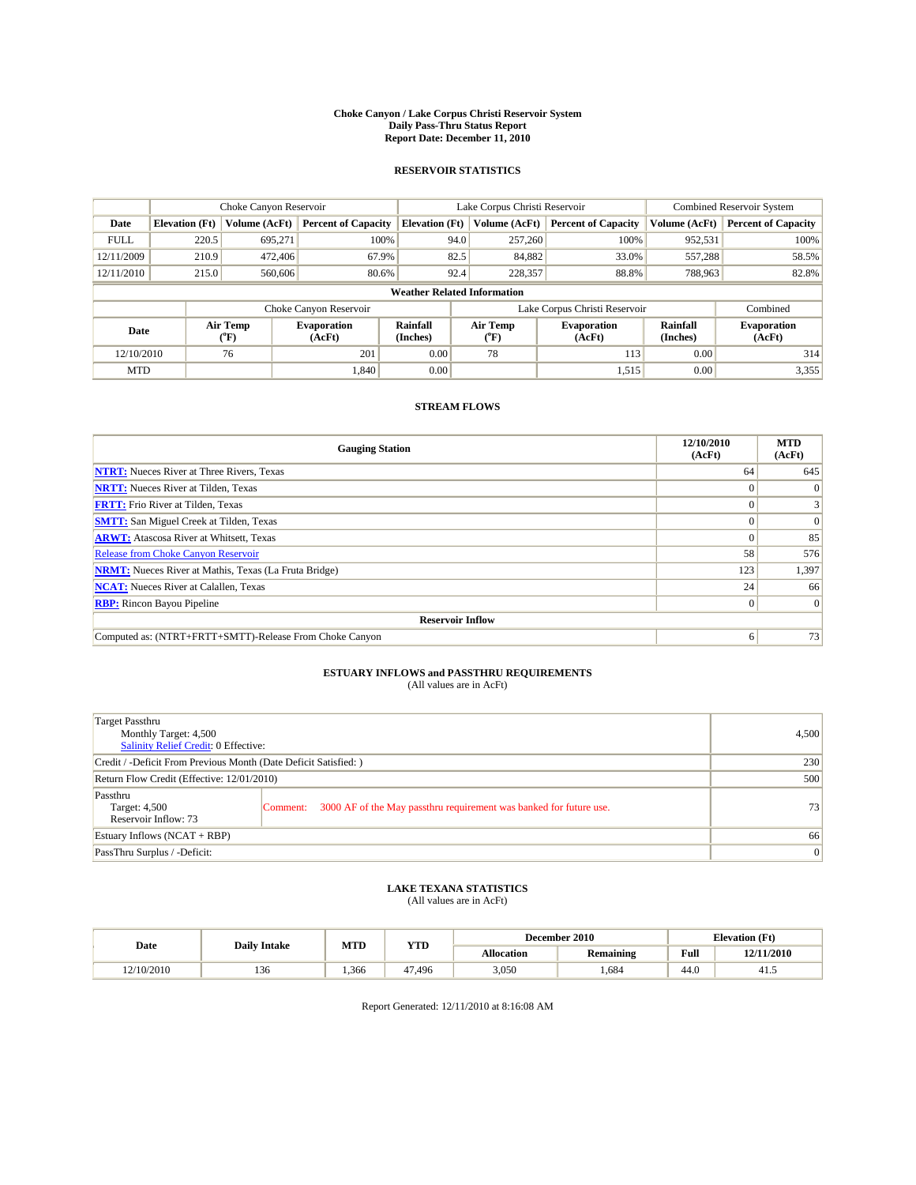# Choke Canyon / Lake Corpus Christi Reservoir System
## Daily Pass-Thru Status Report
## Report Date: December 11, 2010

### RESERVOIR STATISTICS

| | Choke Canyon Reservoir | | | Lake Corpus Christi Reservoir | | | Combined Reservoir System | |
|---|---|---|---|---|---|---|---|---|
| Date | Elevation (Ft) | Volume (AcFt) | Percent of Capacity | Elevation (Ft) | Volume (AcFt) | Percent of Capacity | Volume (AcFt) | Percent of Capacity |
| FULL | 220.5 | 695,271 | 100% | 94.0 | 257,260 | 100% | 952,531 | 100% |
| 12/11/2009 | 210.9 | 472,406 | 67.9% | 82.5 | 84,882 | 33.0% | 557,288 | 58.5% |
| 12/11/2010 | 215.0 | 560,606 | 80.6% | 92.4 | 228,357 | 88.8% | 788,963 | 82.8% |

**Weather Related Information**

| | Choke Canyon Reservoir | | | Lake Corpus Christi Reservoir | | | Combined |
|---|---|---|---|---|---|---|---|
| Date | Air Temp (°F) | Evaporation (AcFt) | Rainfall (Inches) | Air Temp (°F) | Evaporation (AcFt) | Rainfall (Inches) | Evaporation (AcFt) |
| 12/10/2010 | 76 | 201 | 0.00 | 78 | 113 | 0.00 | 314 |
| MTD | | 1,840 | 0.00 | | 1,515 | 0.00 | 3,355 |

### STREAM FLOWS

| Gauging Station | 12/10/2010 (AcFt) | MTD (AcFt) |
|---|---|---|
| NTRT: Nueces River at Three Rivers, Texas | 64 | 645 |
| NRTT: Nueces River at Tilden, Texas | 0 | 0 |
| FRTT: Frio River at Tilden, Texas | 0 | 3 |
| SMTT: San Miguel Creek at Tilden, Texas | 0 | 0 |
| ARWT: Atascosa River at Whitsett, Texas | 0 | 85 |
| Release from Choke Canyon Reservoir | 58 | 576 |
| NRMT: Nueces River at Mathis, Texas (La Fruta Bridge) | 123 | 1,397 |
| NCAT: Nueces River at Calallen, Texas | 24 | 66 |
| RBP: Rincon Bayou Pipeline | 0 | 0 |
| **Reservoir Inflow** | | |
| Computed as: (NTRT+FRTT+SMTT)-Release From Choke Canyon | 6 | 73 |

### ESTUARY INFLOWS and PASSTHRU REQUIREMENTS
(All values are in AcFt)

| | |
|---|---|
| Target Passthru<br>Monthly Target: 4,500<br>Salinity Relief Credit: 0 Effective: | 4,500 |
| Credit / -Deficit From Previous Month (Date Deficit Satisfied: ) | 230 |
| Return Flow Credit (Effective: 12/01/2010) | 500 |
| Passthru<br>Target: 4,500<br>Reservoir Inflow: 73 — Comment: 3000 AF of the May passthru requirement was banked for future use. | 73 |
| Estuary Inflows (NCAT + RBP) | 66 |
| PassThru Surplus / -Deficit: | 0 |

### LAKE TEXANA STATISTICS
(All values are in AcFt)

| Date | Daily Intake | MTD | YTD | December 2010 | | Elevation (Ft) | |
|---|---|---|---|---|---|---|---|
| | | | | Allocation | Remaining | Full | 12/11/2010 |
| 12/10/2010 | 136 | 1,366 | 47,496 | 3,050 | 1,684 | 44.0 | 41.5 |

Report Generated: 12/11/2010 at 8:16:08 AM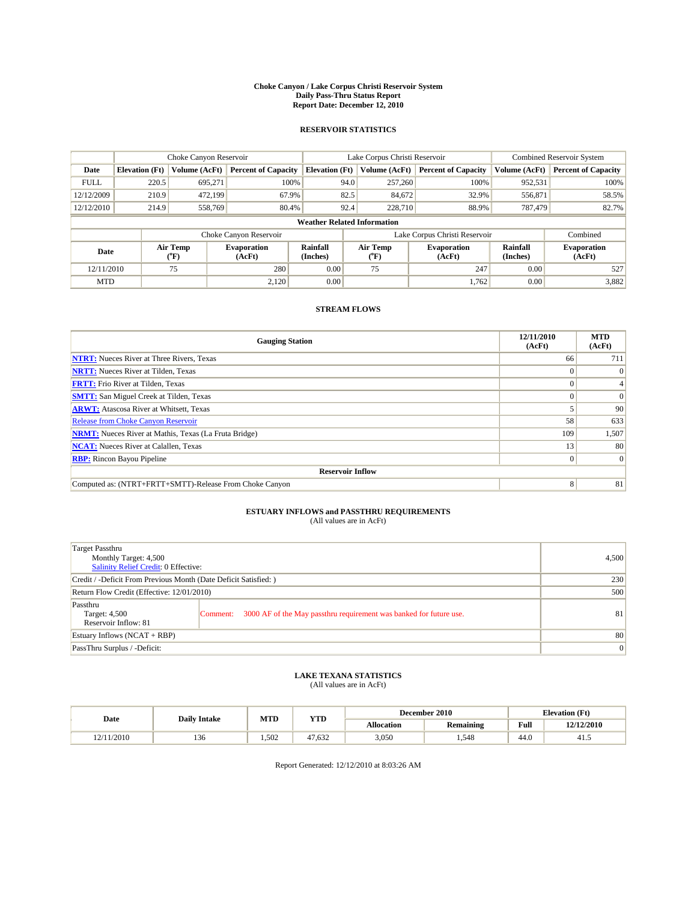# Choke Canyon / Lake Corpus Christi Reservoir System
## Daily Pass-Thru Status Report
## Report Date: December 12, 2010

### RESERVOIR STATISTICS

| | Choke Canyon Reservoir | | | Lake Corpus Christi Reservoir | | | Combined Reservoir System | |
|---|---|---|---|---|---|---|---|---|
| Date | Elevation (Ft) | Volume (AcFt) | Percent of Capacity | Elevation (Ft) | Volume (AcFt) | Percent of Capacity | Volume (AcFt) | Percent of Capacity |
| FULL | 220.5 | 695,271 | 100% | 94.0 | 257,260 | 100% | 952,531 | 100% |
| 12/12/2009 | 210.9 | 472,199 | 67.9% | 82.5 | 84,672 | 32.9% | 556,871 | 58.5% |
| 12/12/2010 | 214.9 | 558,769 | 80.4% | 92.4 | 228,710 | 88.9% | 787,479 | 82.7% |

**Weather Related Information**

| | Choke Canyon Reservoir | | | Lake Corpus Christi Reservoir | | | Combined |
|---|---|---|---|---|---|---|---|
| Date | Air Temp (°F) | Evaporation (AcFt) | Rainfall (Inches) | Air Temp (°F) | Evaporation (AcFt) | Rainfall (Inches) | Evaporation (AcFt) |
| 12/11/2010 | 75 | 280 | 0.00 | 75 | 247 | 0.00 | 527 |
| MTD | | 2,120 | 0.00 | | 1,762 | 0.00 | 3,882 |

### STREAM FLOWS

| Gauging Station | 12/11/2010 (AcFt) | MTD (AcFt) |
|---|---|---|
| NTRT: Nueces River at Three Rivers, Texas | 66 | 711 |
| NRTT: Nueces River at Tilden, Texas | 0 | 0 |
| FRTT: Frio River at Tilden, Texas | 0 | 4 |
| SMTT: San Miguel Creek at Tilden, Texas | 0 | 0 |
| ARWT: Atascosa River at Whitsett, Texas | 5 | 90 |
| Release from Choke Canyon Reservoir | 58 | 633 |
| NRMT: Nueces River at Mathis, Texas (La Fruta Bridge) | 109 | 1,507 |
| NCAT: Nueces River at Calallen, Texas | 13 | 80 |
| RBP: Rincon Bayou Pipeline | 0 | 0 |
| **Reservoir Inflow** | | |
| Computed as: (NTRT+FRTT+SMTT)-Release From Choke Canyon | 8 | 81 |

### ESTUARY INFLOWS and PASSTHRU REQUIREMENTS
(All values are in AcFt)

| | |
|---|---|
| Target Passthru<br>Monthly Target: 4,500<br>Salinity Relief Credit: 0 Effective: | 4,500 |
| Credit / -Deficit From Previous Month (Date Deficit Satisfied: ) | 230 |
| Return Flow Credit (Effective: 12/01/2010) | 500 |
| Passthru<br>Target: 4,500<br>Reservoir Inflow: 81<br>Comment: 3000 AF of the May passthru requirement was banked for future use. | 81 |
| Estuary Inflows (NCAT + RBP) | 80 |
| PassThru Surplus / -Deficit: | 0 |

### LAKE TEXANA STATISTICS
(All values are in AcFt)

| Date | Daily Intake | MTD | YTD | December 2010 | | Elevation (Ft) | |
|---|---|---|---|---|---|---|---|
| | | | | Allocation | Remaining | Full | 12/12/2010 |
| 12/11/2010 | 136 | 1,502 | 47,632 | 3,050 | 1,548 | 44.0 | 41.5 |

Report Generated: 12/12/2010 at 8:03:26 AM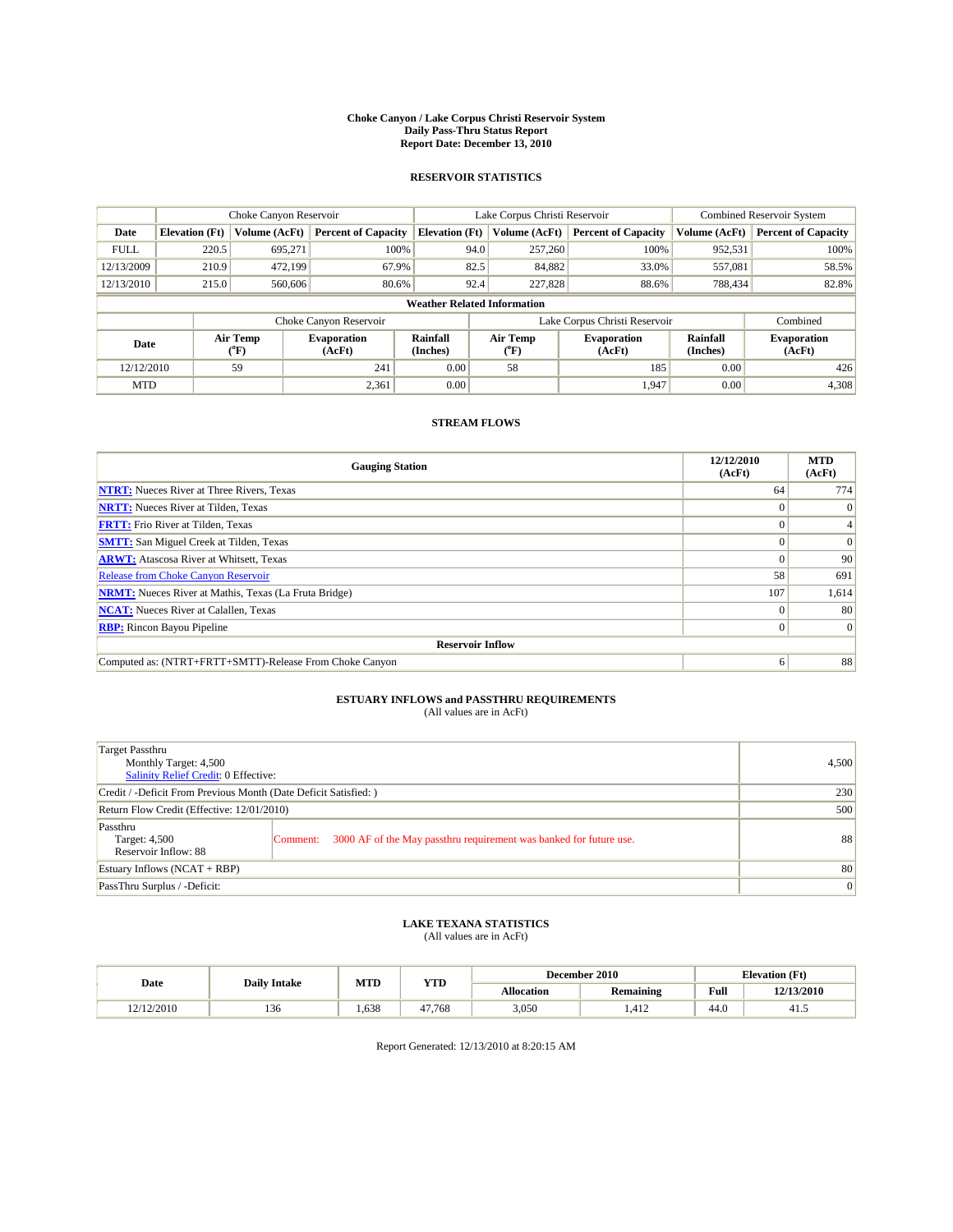**Choke Canyon / Lake Corpus Christi Reservoir System**
**Daily Pass-Thru Status Report**
**Report Date: December 13, 2010**

## RESERVOIR STATISTICS

| | Choke Canyon Reservoir | | | Lake Corpus Christi Reservoir | | | Combined Reservoir System | |
|---|---|---|---|---|---|---|---|---|
| **Date** | **Elevation (Ft)** | **Volume (AcFt)** | **Percent of Capacity** | **Elevation (Ft)** | **Volume (AcFt)** | **Percent of Capacity** | **Volume (AcFt)** | **Percent of Capacity** |
| FULL | 220.5 | 695,271 | 100% | 94.0 | 257,260 | 100% | 952,531 | 100% |
| 12/13/2009 | 210.9 | 472,199 | 67.9% | 82.5 | 84,882 | 33.0% | 557,081 | 58.5% |
| 12/13/2010 | 215.0 | 560,606 | 80.6% | 92.4 | 227,828 | 88.6% | 788,434 | 82.8% |

**Weather Related Information**

| | Choke Canyon Reservoir | | | Lake Corpus Christi Reservoir | | | Combined |
|---|---|---|---|---|---|---|---|
| **Date** | **Air Temp (°F)** | **Evaporation (AcFt)** | **Rainfall (Inches)** | **Air Temp (°F)** | **Evaporation (AcFt)** | **Rainfall (Inches)** | **Evaporation (AcFt)** |
| 12/12/2010 | 59 | 241 | 0.00 | 58 | 185 | 0.00 | 426 |
| MTD | | 2,361 | 0.00 | | 1,947 | 0.00 | 4,308 |

## STREAM FLOWS

| Gauging Station | 12/12/2010 (AcFt) | MTD (AcFt) |
|---|---|---|
| NTRT: Nueces River at Three Rivers, Texas | 64 | 774 |
| NRTT: Nueces River at Tilden, Texas | 0 | 0 |
| FRTT: Frio River at Tilden, Texas | 0 | 4 |
| SMTT: San Miguel Creek at Tilden, Texas | 0 | 0 |
| ARWT: Atascosa River at Whitsett, Texas | 0 | 90 |
| Release from Choke Canyon Reservoir | 58 | 691 |
| NRMT: Nueces River at Mathis, Texas (La Fruta Bridge) | 107 | 1,614 |
| NCAT: Nueces River at Calallen, Texas | 0 | 80 |
| RBP: Rincon Bayou Pipeline | 0 | 0 |
| **Reservoir Inflow** | | |
| Computed as: (NTRT+FRTT+SMTT)-Release From Choke Canyon | 6 | 88 |

## ESTUARY INFLOWS and PASSTHRU REQUIREMENTS
(All values are in AcFt)

| | | |
|---|---|---|
| Target Passthru<br>Monthly Target: 4,500<br>Salinity Relief Credit: 0 Effective: | | 4,500 |
| Credit / -Deficit From Previous Month (Date Deficit Satisfied: ) | | 230 |
| Return Flow Credit (Effective: 12/01/2010) | | 500 |
| Passthru<br>Target: 4,500<br>Reservoir Inflow: 88 | Comment: 3000 AF of the May passthru requirement was banked for future use. | 88 |
| Estuary Inflows (NCAT + RBP) | | 80 |
| PassThru Surplus / -Deficit: | | 0 |

## LAKE TEXANA STATISTICS
(All values are in AcFt)

| Date | Daily Intake | MTD | YTD | December 2010 | | Elevation (Ft) | |
|---|---|---|---|---|---|---|---|
| | | | | **Allocation** | **Remaining** | **Full** | **12/13/2010** |
| 12/12/2010 | 136 | 1,638 | 47,768 | 3,050 | 1,412 | 44.0 | 41.5 |

Report Generated: 12/13/2010 at 8:20:15 AM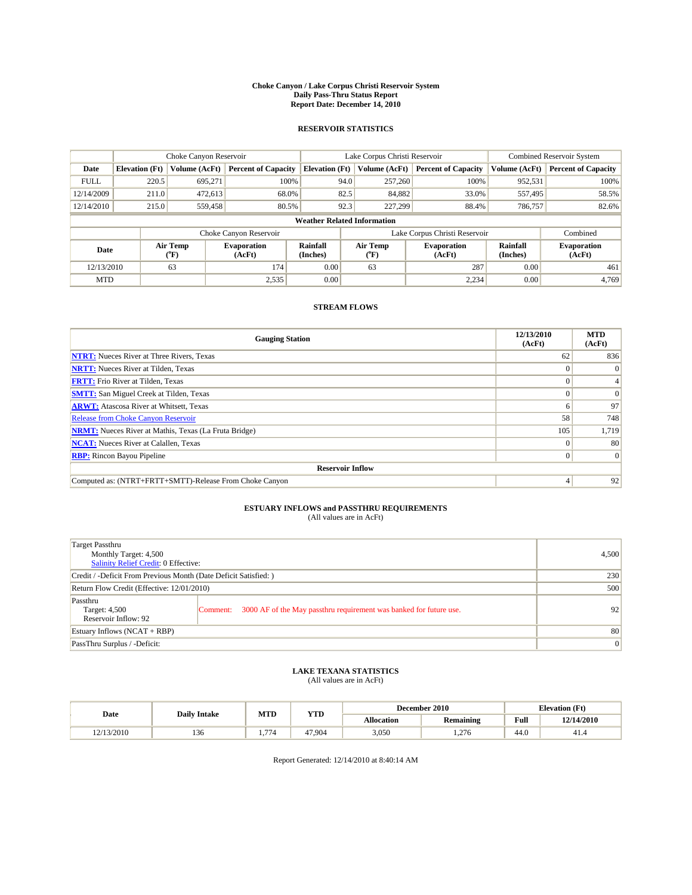**Choke Canyon / Lake Corpus Christi Reservoir System**
**Daily Pass-Thru Status Report**
**Report Date: December 14, 2010**

## RESERVOIR STATISTICS

| | Choke Canyon Reservoir | | | Lake Corpus Christi Reservoir | | | Combined Reservoir System | |
|---|---|---|---|---|---|---|---|---|
| **Date** | **Elevation (Ft)** | **Volume (AcFt)** | **Percent of Capacity** | **Elevation (Ft)** | **Volume (AcFt)** | **Percent of Capacity** | **Volume (AcFt)** | **Percent of Capacity** |
| FULL | 220.5 | 695,271 | 100% | 94.0 | 257,260 | 100% | 952,531 | 100% |
| 12/14/2009 | 211.0 | 472,613 | 68.0% | 82.5 | 84,882 | 33.0% | 557,495 | 58.5% |
| 12/14/2010 | 215.0 | 559,458 | 80.5% | 92.3 | 227,299 | 88.4% | 786,757 | 82.6% |

**Weather Related Information**

| | Choke Canyon Reservoir | | | Lake Corpus Christi Reservoir | | | Combined |
|---|---|---|---|---|---|---|---|
| **Date** | **Air Temp (°F)** | **Evaporation (AcFt)** | **Rainfall (Inches)** | **Air Temp (°F)** | **Evaporation (AcFt)** | **Rainfall (Inches)** | **Evaporation (AcFt)** |
| 12/13/2010 | 63 | 174 | 0.00 | 63 | 287 | 0.00 | 461 |
| MTD | | 2,535 | 0.00 | | 2,234 | 0.00 | 4,769 |

## STREAM FLOWS

| Gauging Station | 12/13/2010 (AcFt) | MTD (AcFt) |
|---|---|---|
| **NTRT:** Nueces River at Three Rivers, Texas | 62 | 836 |
| **NRTT:** Nueces River at Tilden, Texas | 0 | 0 |
| **FRTT:** Frio River at Tilden, Texas | 0 | 4 |
| **SMTT:** San Miguel Creek at Tilden, Texas | 0 | 0 |
| **ARWT:** Atascosa River at Whitsett, Texas | 6 | 97 |
| Release from Choke Canyon Reservoir | 58 | 748 |
| **NRMT:** Nueces River at Mathis, Texas (La Fruta Bridge) | 105 | 1,719 |
| **NCAT:** Nueces River at Calallen, Texas | 0 | 80 |
| **RBP:** Rincon Bayou Pipeline | 0 | 0 |
| **Reservoir Inflow** | | |
| Computed as: (NTRT+FRTT+SMTT)-Release From Choke Canyon | 4 | 92 |

## ESTUARY INFLOWS and PASSTHRU REQUIREMENTS

(All values are in AcFt)

| | |
|---|---|
| Target Passthru<br>Monthly Target: 4,500<br>Salinity Relief Credit: 0 Effective: | 4,500 |
| Credit / -Deficit From Previous Month (Date Deficit Satisfied: ) | 230 |
| Return Flow Credit (Effective: 12/01/2010) | 500 |
| Passthru<br>Target: 4,500<br>Reservoir Inflow: 92<br>Comment: 3000 AF of the May passthru requirement was banked for future use. | 92 |
| Estuary Inflows (NCAT + RBP) | 80 |
| PassThru Surplus / -Deficit: | 0 |

## LAKE TEXANA STATISTICS

(All values are in AcFt)

| Date | Daily Intake | MTD | YTD | December 2010 | | Elevation (Ft) | |
|---|---|---|---|---|---|---|---|
| | | | | **Allocation** | **Remaining** | **Full** | **12/14/2010** |
| 12/13/2010 | 136 | 1,774 | 47,904 | 3,050 | 1,276 | 44.0 | 41.4 |

Report Generated: 12/14/2010 at 8:40:14 AM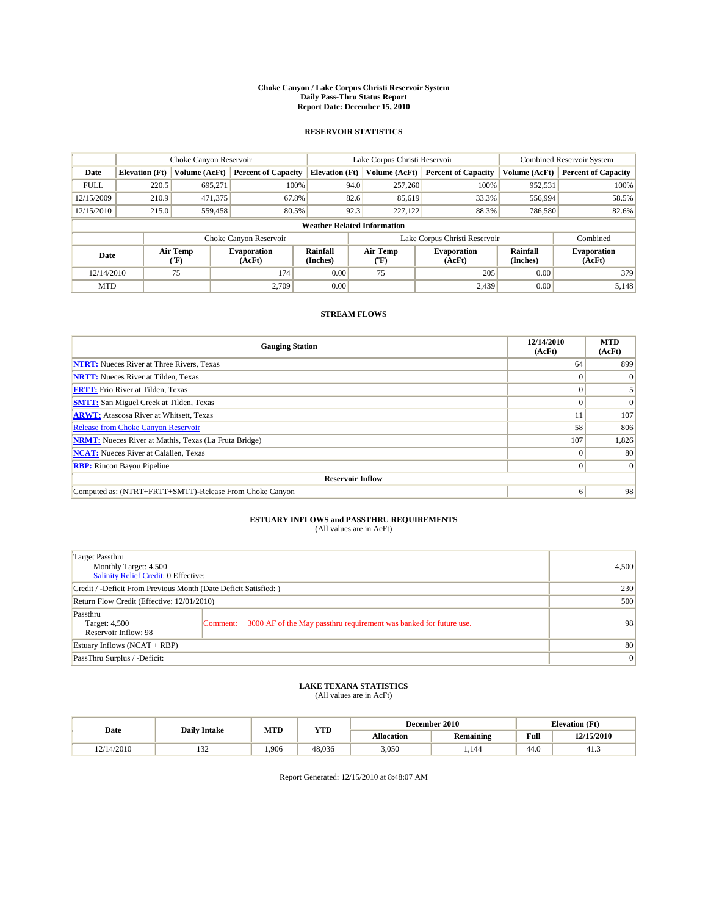# Choke Canyon / Lake Corpus Christi Reservoir System
## Daily Pass-Thru Status Report
## Report Date: December 15, 2010

### RESERVOIR STATISTICS

| | Choke Canyon Reservoir | | | Lake Corpus Christi Reservoir | | | Combined Reservoir System | |
|---|---|---|---|---|---|---|---|---|
| Date | Elevation (Ft) | Volume (AcFt) | Percent of Capacity | Elevation (Ft) | Volume (AcFt) | Percent of Capacity | Volume (AcFt) | Percent of Capacity |
| FULL | 220.5 | 695,271 | 100% | 94.0 | 257,260 | 100% | 952,531 | 100% |
| 12/15/2009 | 210.9 | 471,375 | 67.8% | 82.6 | 85,619 | 33.3% | 556,994 | 58.5% |
| 12/15/2010 | 215.0 | 559,458 | 80.5% | 92.3 | 227,122 | 88.3% | 786,580 | 82.6% |

**Weather Related Information**

| | Choke Canyon Reservoir | | | Lake Corpus Christi Reservoir | | | Combined |
|---|---|---|---|---|---|---|---|
| Date | Air Temp (°F) | Evaporation (AcFt) | Rainfall (Inches) | Air Temp (°F) | Evaporation (AcFt) | Rainfall (Inches) | Evaporation (AcFt) |
| 12/14/2010 | 75 | 174 | 0.00 | 75 | 205 | 0.00 | 379 |
| MTD | | 2,709 | 0.00 | | 2,439 | 0.00 | 5,148 |

### STREAM FLOWS

| Gauging Station | 12/14/2010 (AcFt) | MTD (AcFt) |
|---|---|---|
| **NTRT:** Nueces River at Three Rivers, Texas | 64 | 899 |
| **NRTT:** Nueces River at Tilden, Texas | 0 | 0 |
| **FRTT:** Frio River at Tilden, Texas | 0 | 5 |
| **SMTT:** San Miguel Creek at Tilden, Texas | 0 | 0 |
| **ARWT:** Atascosa River at Whitsett, Texas | 11 | 107 |
| Release from Choke Canyon Reservoir | 58 | 806 |
| **NRMT:** Nueces River at Mathis, Texas (La Fruta Bridge) | 107 | 1,826 |
| **NCAT:** Nueces River at Calallen, Texas | 0 | 80 |
| **RBP:** Rincon Bayou Pipeline | 0 | 0 |
| **Reservoir Inflow** | | |
| Computed as: (NTRT+FRTT+SMTT)-Release From Choke Canyon | 6 | 98 |

### ESTUARY INFLOWS and PASSTHRU REQUIREMENTS
(All values are in AcFt)

| | |
|---|---|
| Target Passthru<br>Monthly Target: 4,500<br>Salinity Relief Credit: 0 Effective: | 4,500 |
| Credit / -Deficit From Previous Month (Date Deficit Satisfied: ) | 230 |
| Return Flow Credit (Effective: 12/01/2010) | 500 |
| Passthru<br>Target: 4,500<br>Reservoir Inflow: 98<br>Comment: 3000 AF of the May passthru requirement was banked for future use. | 98 |
| Estuary Inflows (NCAT + RBP) | 80 |
| PassThru Surplus / -Deficit: | 0 |

### LAKE TEXANA STATISTICS
(All values are in AcFt)

| Date | Daily Intake | MTD | YTD | December 2010 | | Elevation (Ft) | |
|---|---|---|---|---|---|---|---|
| | | | | Allocation | Remaining | Full | 12/15/2010 |
| 12/14/2010 | 132 | 1,906 | 48,036 | 3,050 | 1,144 | 44.0 | 41.3 |

Report Generated: 12/15/2010 at 8:48:07 AM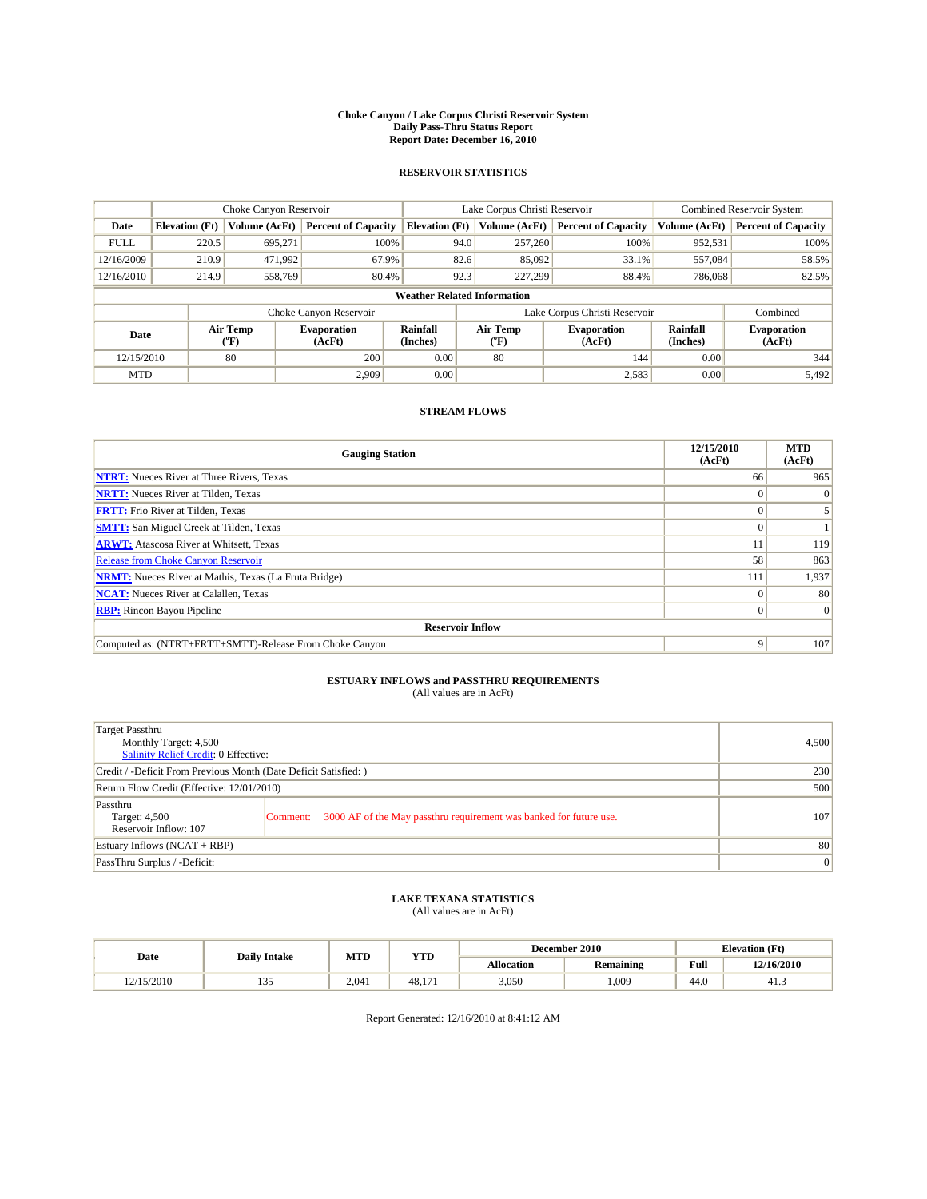# Choke Canyon / Lake Corpus Christi Reservoir System
## Daily Pass-Thru Status Report
### Report Date: December 16, 2010

## RESERVOIR STATISTICS

| | Choke Canyon Reservoir | | | Lake Corpus Christi Reservoir | | | Combined Reservoir System | |
|---|---|---|---|---|---|---|---|---|
| Date | Elevation (Ft) | Volume (AcFt) | Percent of Capacity | Elevation (Ft) | Volume (AcFt) | Percent of Capacity | Volume (AcFt) | Percent of Capacity |
| FULL | 220.5 | 695,271 | 100% | 94.0 | 257,260 | 100% | 952,531 | 100% |
| 12/16/2009 | 210.9 | 471,992 | 67.9% | 82.6 | 85,092 | 33.1% | 557,084 | 58.5% |
| 12/16/2010 | 214.9 | 558,769 | 80.4% | 92.3 | 227,299 | 88.4% | 786,068 | 82.5% |

**Weather Related Information**

| | Choke Canyon Reservoir | | | Lake Corpus Christi Reservoir | | | Combined |
|---|---|---|---|---|---|---|---|
| Date | Air Temp (°F) | Evaporation (AcFt) | Rainfall (Inches) | Air Temp (°F) | Evaporation (AcFt) | Rainfall (Inches) | Evaporation (AcFt) |
| 12/15/2010 | 80 | 200 | 0.00 | 80 | 144 | 0.00 | 344 |
| MTD | | 2,909 | 0.00 | | 2,583 | 0.00 | 5,492 |

## STREAM FLOWS

| Gauging Station | 12/15/2010 (AcFt) | MTD (AcFt) |
|---|---|---|
| NTRT: Nueces River at Three Rivers, Texas | 66 | 965 |
| NRTT: Nueces River at Tilden, Texas | 0 | 0 |
| FRTT: Frio River at Tilden, Texas | 0 | 5 |
| SMTT: San Miguel Creek at Tilden, Texas | 0 | 1 |
| ARWT: Atascosa River at Whitsett, Texas | 11 | 119 |
| Release from Choke Canyon Reservoir | 58 | 863 |
| NRMT: Nueces River at Mathis, Texas (La Fruta Bridge) | 111 | 1,937 |
| NCAT: Nueces River at Calallen, Texas | 0 | 80 |
| RBP: Rincon Bayou Pipeline | 0 | 0 |
| **Reservoir Inflow** | | |
| Computed as: (NTRT+FRTT+SMTT)-Release From Choke Canyon | 9 | 107 |

## ESTUARY INFLOWS and PASSTHRU REQUIREMENTS
(All values are in AcFt)

| | |
|---|---|
| Target Passthru<br>Monthly Target: 4,500<br>Salinity Relief Credit: 0 Effective: | 4,500 |
| Credit / -Deficit From Previous Month (Date Deficit Satisfied: ) | 230 |
| Return Flow Credit (Effective: 12/01/2010) | 500 |
| Passthru<br>Target: 4,500<br>Reservoir Inflow: 107 — Comment: 3000 AF of the May passthru requirement was banked for future use. | 107 |
| Estuary Inflows (NCAT + RBP) | 80 |
| PassThru Surplus / -Deficit: | 0 |

## LAKE TEXANA STATISTICS
(All values are in AcFt)

| Date | Daily Intake | MTD | YTD | December 2010 | | Elevation (Ft) | |
|---|---|---|---|---|---|---|---|
| | | | | Allocation | Remaining | Full | 12/16/2010 |
| 12/15/2010 | 135 | 2,041 | 48,171 | 3,050 | 1,009 | 44.0 | 41.3 |

Report Generated: 12/16/2010 at 8:41:12 AM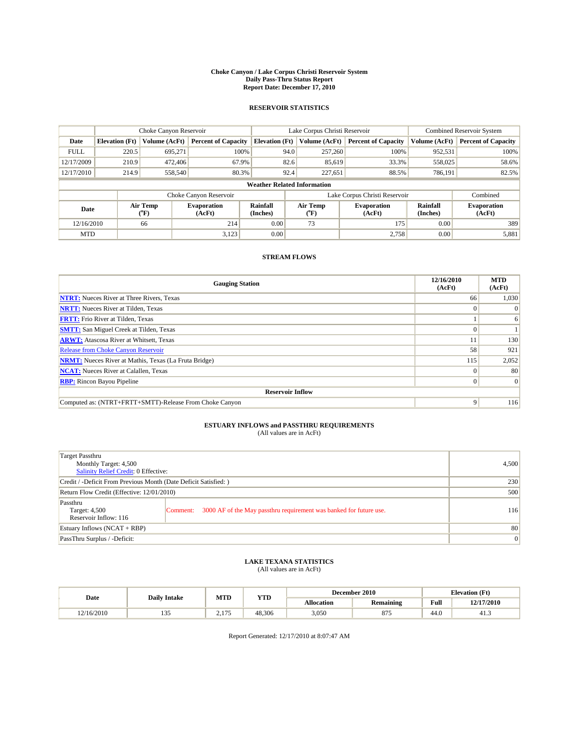**Choke Canyon / Lake Corpus Christi Reservoir System**
**Daily Pass-Thru Status Report**
**Report Date: December 17, 2010**

## RESERVOIR STATISTICS

| | Choke Canyon Reservoir | | | Lake Corpus Christi Reservoir | | | Combined Reservoir System | |
|---|---|---|---|---|---|---|---|---|
| Date | Elevation (Ft) | Volume (AcFt) | Percent of Capacity | Elevation (Ft) | Volume (AcFt) | Percent of Capacity | Volume (AcFt) | Percent of Capacity |
| FULL | 220.5 | 695,271 | 100% | 94.0 | 257,260 | 100% | 952,531 | 100% |
| 12/17/2009 | 210.9 | 472,406 | 67.9% | 82.6 | 85,619 | 33.3% | 558,025 | 58.6% |
| 12/17/2010 | 214.9 | 558,540 | 80.3% | 92.4 | 227,651 | 88.5% | 786,191 | 82.5% |

**Weather Related Information**

| | Choke Canyon Reservoir | | | Lake Corpus Christi Reservoir | | | Combined |
|---|---|---|---|---|---|---|---|
| Date | Air Temp (°F) | Evaporation (AcFt) | Rainfall (Inches) | Air Temp (°F) | Evaporation (AcFt) | Rainfall (Inches) | Evaporation (AcFt) |
| 12/16/2010 | 66 | 214 | 0.00 | 73 | 175 | 0.00 | 389 |
| MTD | | 3,123 | 0.00 | | 2,758 | 0.00 | 5,881 |

## STREAM FLOWS

| Gauging Station | 12/16/2010 (AcFt) | MTD (AcFt) |
|---|---|---|
| **NTRT:** Nueces River at Three Rivers, Texas | 66 | 1,030 |
| **NRTT:** Nueces River at Tilden, Texas | 0 | 0 |
| **FRTT:** Frio River at Tilden, Texas | 1 | 6 |
| **SMTT:** San Miguel Creek at Tilden, Texas | 0 | 1 |
| **ARWT:** Atascosa River at Whitsett, Texas | 11 | 130 |
| Release from Choke Canyon Reservoir | 58 | 921 |
| **NRMT:** Nueces River at Mathis, Texas (La Fruta Bridge) | 115 | 2,052 |
| **NCAT:** Nueces River at Calallen, Texas | 0 | 80 |
| **RBP:** Rincon Bayou Pipeline | 0 | 0 |
| **Reservoir Inflow** | | |
| Computed as: (NTRT+FRTT+SMTT)-Release From Choke Canyon | 9 | 116 |

## ESTUARY INFLOWS and PASSTHRU REQUIREMENTS

(All values are in AcFt)

| | |
|---|---|
| Target Passthru<br>Monthly Target: 4,500<br>Salinity Relief Credit: 0 Effective: | 4,500 |
| Credit / -Deficit From Previous Month (Date Deficit Satisfied: ) | 230 |
| Return Flow Credit (Effective: 12/01/2010) | 500 |
| Passthru<br>Target: 4,500<br>Reservoir Inflow: 116 — Comment: 3000 AF of the May passthru requirement was banked for future use. | 116 |
| Estuary Inflows (NCAT + RBP) | 80 |
| PassThru Surplus / -Deficit: | 0 |

## LAKE TEXANA STATISTICS

(All values are in AcFt)

| Date | Daily Intake | MTD | YTD | December 2010 | | Elevation (Ft) | |
|---|---|---|---|---|---|---|---|
| | | | | Allocation | Remaining | Full | 12/17/2010 |
| 12/16/2010 | 135 | 2,175 | 48,306 | 3,050 | 875 | 44.0 | 41.3 |

Report Generated: 12/17/2010 at 8:07:47 AM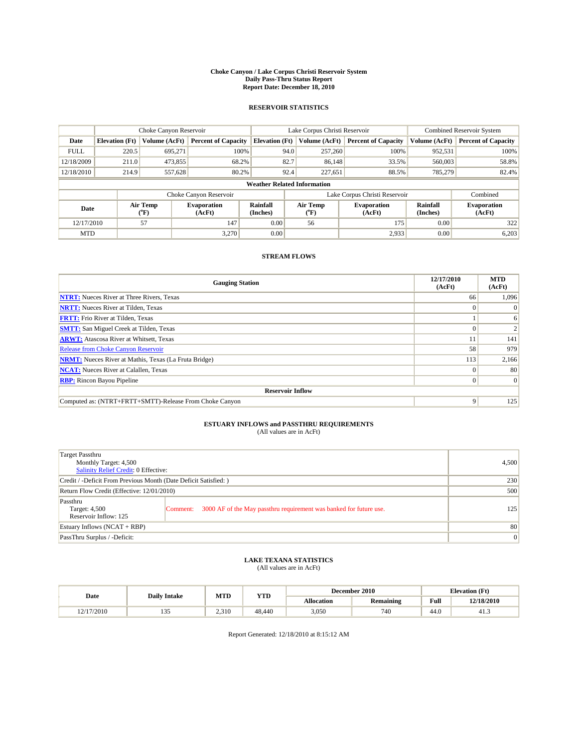# Choke Canyon / Lake Corpus Christi Reservoir System
## Daily Pass-Thru Status Report
## Report Date: December 18, 2010

### RESERVOIR STATISTICS

| | Choke Canyon Reservoir | | | Lake Corpus Christi Reservoir | | | Combined Reservoir System | |
|---|---|---|---|---|---|---|---|---|
| Date | Elevation (Ft) | Volume (AcFt) | Percent of Capacity | Elevation (Ft) | Volume (AcFt) | Percent of Capacity | Volume (AcFt) | Percent of Capacity |
| FULL | 220.5 | 695,271 | 100% | 94.0 | 257,260 | 100% | 952,531 | 100% |
| 12/18/2009 | 211.0 | 473,855 | 68.2% | 82.7 | 86,148 | 33.5% | 560,003 | 58.8% |
| 12/18/2010 | 214.9 | 557,628 | 80.2% | 92.4 | 227,651 | 88.5% | 785,279 | 82.4% |

**Weather Related Information**

| | Choke Canyon Reservoir | | | Lake Corpus Christi Reservoir | | | Combined |
|---|---|---|---|---|---|---|---|
| Date | Air Temp (°F) | Evaporation (AcFt) | Rainfall (Inches) | Air Temp (°F) | Evaporation (AcFt) | Rainfall (Inches) | Evaporation (AcFt) |
| 12/17/2010 | 57 | 147 | 0.00 | 56 | 175 | 0.00 | 322 |
| MTD | | 3,270 | 0.00 | | 2,933 | 0.00 | 6,203 |

### STREAM FLOWS

| Gauging Station | 12/17/2010 (AcFt) | MTD (AcFt) |
|---|---|---|
| NTRT: Nueces River at Three Rivers, Texas | 66 | 1,096 |
| NRTT: Nueces River at Tilden, Texas | 0 | 0 |
| FRTT: Frio River at Tilden, Texas | 1 | 6 |
| SMTT: San Miguel Creek at Tilden, Texas | 0 | 2 |
| ARWT: Atascosa River at Whitsett, Texas | 11 | 141 |
| Release from Choke Canyon Reservoir | 58 | 979 |
| NRMT: Nueces River at Mathis, Texas (La Fruta Bridge) | 113 | 2,166 |
| NCAT: Nueces River at Calallen, Texas | 0 | 80 |
| RBP: Rincon Bayou Pipeline | 0 | 0 |
| **Reservoir Inflow** | | |
| Computed as: (NTRT+FRTT+SMTT)-Release From Choke Canyon | 9 | 125 |

### ESTUARY INFLOWS and PASSTHRU REQUIREMENTS
(All values are in AcFt)

| | |
|---|---|
| Target Passthru<br>Monthly Target: 4,500<br>Salinity Relief Credit: 0 Effective: | 4,500 |
| Credit / -Deficit From Previous Month (Date Deficit Satisfied: ) | 230 |
| Return Flow Credit (Effective: 12/01/2010) | 500 |
| Passthru<br>Target: 4,500<br>Reservoir Inflow: 125<br>Comment: 3000 AF of the May passthru requirement was banked for future use. | 125 |
| Estuary Inflows (NCAT + RBP) | 80 |
| PassThru Surplus / -Deficit: | 0 |

### LAKE TEXANA STATISTICS
(All values are in AcFt)

| Date | Daily Intake | MTD | YTD | December 2010 | | Elevation (Ft) | |
|---|---|---|---|---|---|---|---|
| | | | | Allocation | Remaining | Full | 12/18/2010 |
| 12/17/2010 | 135 | 2,310 | 48,440 | 3,050 | 740 | 44.0 | 41.3 |

Report Generated: 12/18/2010 at 8:15:12 AM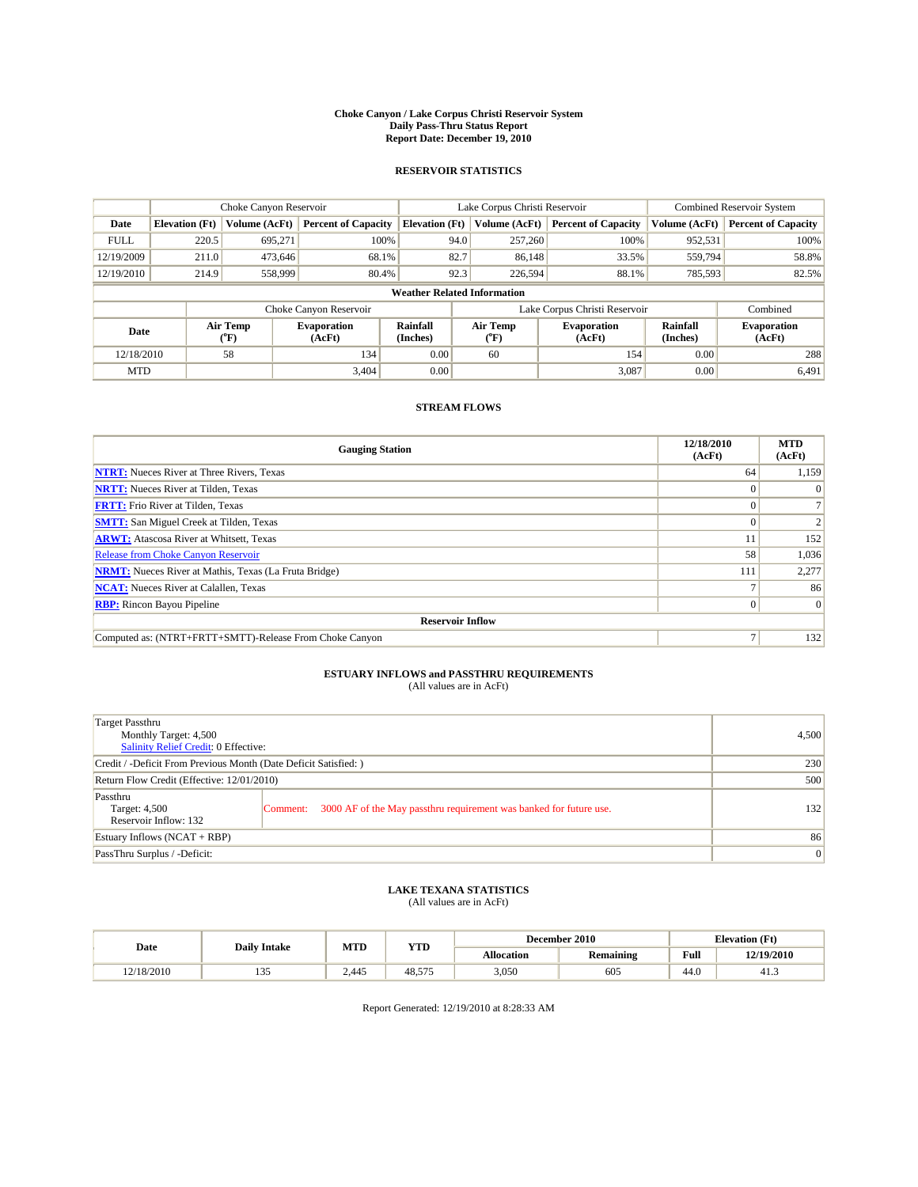**Choke Canyon / Lake Corpus Christi Reservoir System**
**Daily Pass-Thru Status Report**
**Report Date: December 19, 2010**

## RESERVOIR STATISTICS

| | Choke Canyon Reservoir | | | Lake Corpus Christi Reservoir | | | Combined Reservoir System | |
|---|---|---|---|---|---|---|---|---|
| Date | Elevation (Ft) | Volume (AcFt) | Percent of Capacity | Elevation (Ft) | Volume (AcFt) | Percent of Capacity | Volume (AcFt) | Percent of Capacity |
| FULL | 220.5 | 695,271 | 100% | 94.0 | 257,260 | 100% | 952,531 | 100% |
| 12/19/2009 | 211.0 | 473,646 | 68.1% | 82.7 | 86,148 | 33.5% | 559,794 | 58.8% |
| 12/19/2010 | 214.9 | 558,999 | 80.4% | 92.3 | 226,594 | 88.1% | 785,593 | 82.5% |

**Weather Related Information**

| | Choke Canyon Reservoir | | | Lake Corpus Christi Reservoir | | | Combined |
|---|---|---|---|---|---|---|---|
| Date | Air Temp (°F) | Evaporation (AcFt) | Rainfall (Inches) | Air Temp (°F) | Evaporation (AcFt) | Rainfall (Inches) | Evaporation (AcFt) |
| 12/18/2010 | 58 | 134 | 0.00 | 60 | 154 | 0.00 | 288 |
| MTD | | 3,404 | 0.00 | | 3,087 | 0.00 | 6,491 |

## STREAM FLOWS

| Gauging Station | 12/18/2010 (AcFt) | MTD (AcFt) |
|---|---|---|
| **NTRT:** Nueces River at Three Rivers, Texas | 64 | 1,159 |
| **NRTT:** Nueces River at Tilden, Texas | 0 | 0 |
| **FRTT:** Frio River at Tilden, Texas | 0 | 7 |
| **SMTT:** San Miguel Creek at Tilden, Texas | 0 | 2 |
| **ARWT:** Atascosa River at Whitsett, Texas | 11 | 152 |
| Release from Choke Canyon Reservoir | 58 | 1,036 |
| **NRMT:** Nueces River at Mathis, Texas (La Fruta Bridge) | 111 | 2,277 |
| **NCAT:** Nueces River at Calallen, Texas | 7 | 86 |
| **RBP:** Rincon Bayou Pipeline | 0 | 0 |
| **Reservoir Inflow** | | |
| Computed as: (NTRT+FRTT+SMTT)-Release From Choke Canyon | 7 | 132 |

## ESTUARY INFLOWS and PASSTHRU REQUIREMENTS
(All values are in AcFt)

| | |
|---|---|
| Target Passthru<br>Monthly Target: 4,500<br>Salinity Relief Credit: 0 Effective: | 4,500 |
| Credit / -Deficit From Previous Month (Date Deficit Satisfied: ) | 230 |
| Return Flow Credit (Effective: 12/01/2010) | 500 |
| Passthru<br>Target: 4,500<br>Reservoir Inflow: 132 — Comment: 3000 AF of the May passthru requirement was banked for future use. | 132 |
| Estuary Inflows (NCAT + RBP) | 86 |
| PassThru Surplus / -Deficit: | 0 |

## LAKE TEXANA STATISTICS
(All values are in AcFt)

| Date | Daily Intake | MTD | YTD | December 2010 | | Elevation (Ft) | |
|---|---|---|---|---|---|---|---|
| | | | | Allocation | Remaining | Full | 12/19/2010 |
| 12/18/2010 | 135 | 2,445 | 48,575 | 3,050 | 605 | 44.0 | 41.3 |

Report Generated: 12/19/2010 at 8:28:33 AM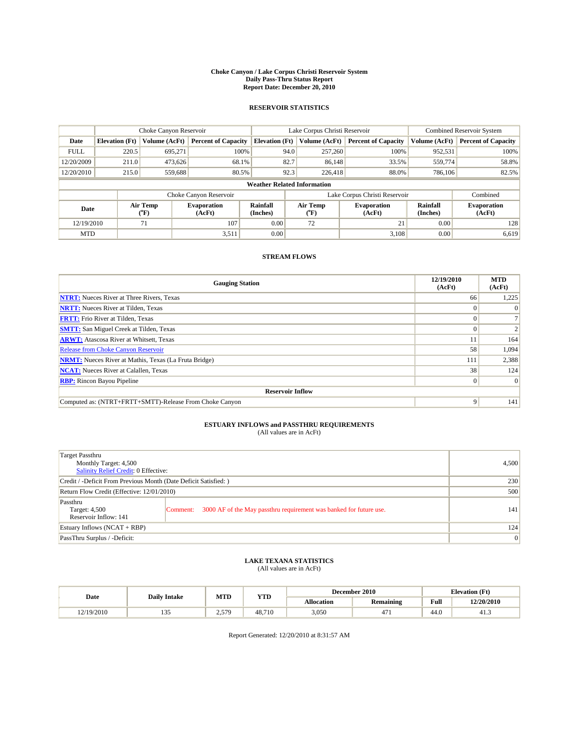# Choke Canyon / Lake Corpus Christi Reservoir System
## Daily Pass-Thru Status Report
## Report Date: December 20, 2010

### RESERVOIR STATISTICS

| | Choke Canyon Reservoir | | | Lake Corpus Christi Reservoir | | | Combined Reservoir System | |
|---|---|---|---|---|---|---|---|---|
| Date | Elevation (Ft) | Volume (AcFt) | Percent of Capacity | Elevation (Ft) | Volume (AcFt) | Percent of Capacity | Volume (AcFt) | Percent of Capacity |
| FULL | 220.5 | 695,271 | 100% | 94.0 | 257,260 | 100% | 952,531 | 100% |
| 12/20/2009 | 211.0 | 473,626 | 68.1% | 82.7 | 86,148 | 33.5% | 559,774 | 58.8% |
| 12/20/2010 | 215.0 | 559,688 | 80.5% | 92.3 | 226,418 | 88.0% | 786,106 | 82.5% |

**Weather Related Information**

| | Choke Canyon Reservoir | | | Lake Corpus Christi Reservoir | | | Combined |
|---|---|---|---|---|---|---|---|
| Date | Air Temp (°F) | Evaporation (AcFt) | Rainfall (Inches) | Air Temp (°F) | Evaporation (AcFt) | Rainfall (Inches) | Evaporation (AcFt) |
| 12/19/2010 | 71 | 107 | 0.00 | 72 | 21 | 0.00 | 128 |
| MTD | | 3,511 | 0.00 | | 3,108 | 0.00 | 6,619 |

### STREAM FLOWS

| Gauging Station | 12/19/2010 (AcFt) | MTD (AcFt) |
|---|---|---|
| NTRT: Nueces River at Three Rivers, Texas | 66 | 1,225 |
| NRTT: Nueces River at Tilden, Texas | 0 | 0 |
| FRTT: Frio River at Tilden, Texas | 0 | 7 |
| SMTT: San Miguel Creek at Tilden, Texas | 0 | 2 |
| ARWT: Atascosa River at Whitsett, Texas | 11 | 164 |
| Release from Choke Canyon Reservoir | 58 | 1,094 |
| NRMT: Nueces River at Mathis, Texas (La Fruta Bridge) | 111 | 2,388 |
| NCAT: Nueces River at Calallen, Texas | 38 | 124 |
| RBP: Rincon Bayou Pipeline | 0 | 0 |
| **Reservoir Inflow** | | |
| Computed as: (NTRT+FRTT+SMTT)-Release From Choke Canyon | 9 | 141 |

### ESTUARY INFLOWS and PASSTHRU REQUIREMENTS
(All values are in AcFt)

| | |
|---|---|
| Target Passthru<br>Monthly Target: 4,500<br>Salinity Relief Credit: 0 Effective: | 4,500 |
| Credit / -Deficit From Previous Month (Date Deficit Satisfied: ) | 230 |
| Return Flow Credit (Effective: 12/01/2010) | 500 |
| Passthru<br>Target: 4,500<br>Reservoir Inflow: 141<br>Comment: 3000 AF of the May passthru requirement was banked for future use. | 141 |
| Estuary Inflows (NCAT + RBP) | 124 |
| PassThru Surplus / -Deficit: | 0 |

### LAKE TEXANA STATISTICS
(All values are in AcFt)

| Date | Daily Intake | MTD | YTD | December 2010 | | Elevation (Ft) | |
|---|---|---|---|---|---|---|---|
| | | | | Allocation | Remaining | Full | 12/20/2010 |
| 12/19/2010 | 135 | 2,579 | 48,710 | 3,050 | 471 | 44.0 | 41.3 |

Report Generated: 12/20/2010 at 8:31:57 AM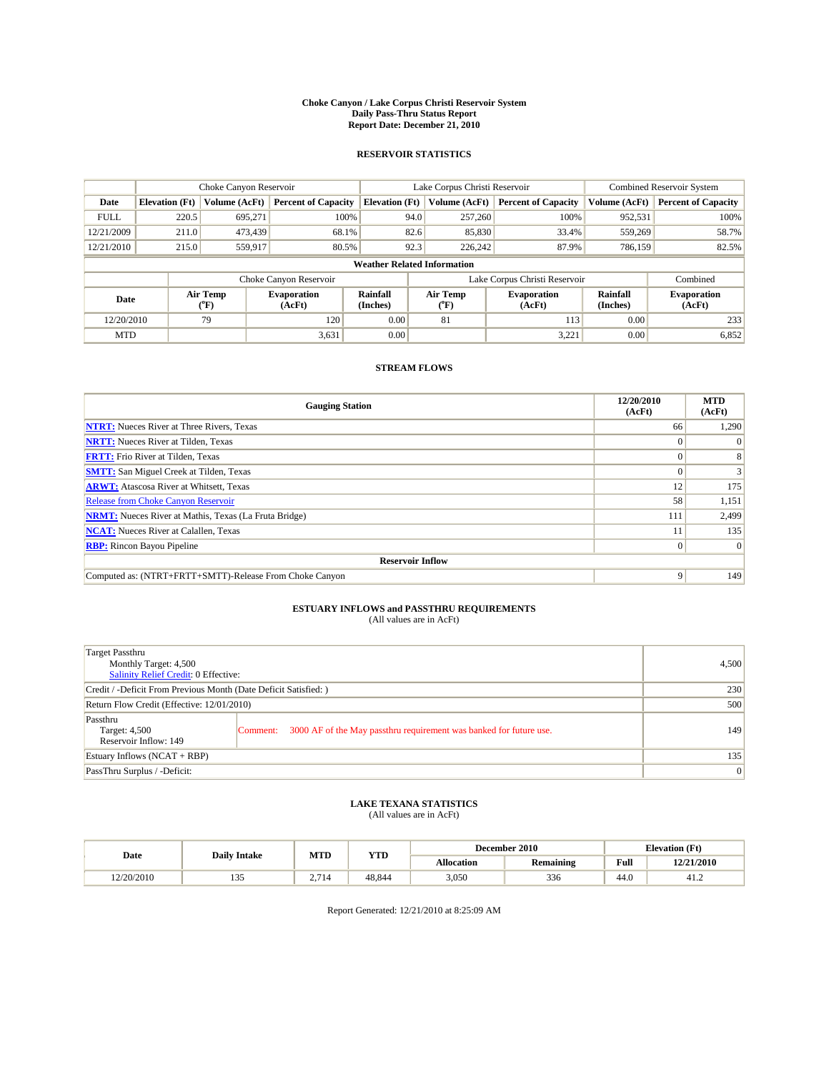# Choke Canyon / Lake Corpus Christi Reservoir System
## Daily Pass-Thru Status Report
### Report Date: December 21, 2010

## RESERVOIR STATISTICS

| | Choke Canyon Reservoir | | | Lake Corpus Christi Reservoir | | | Combined Reservoir System | |
|---|---|---|---|---|---|---|---|---|
| Date | Elevation (Ft) | Volume (AcFt) | Percent of Capacity | Elevation (Ft) | Volume (AcFt) | Percent of Capacity | Volume (AcFt) | Percent of Capacity |
| FULL | 220.5 | 695,271 | 100% | 94.0 | 257,260 | 100% | 952,531 | 100% |
| 12/21/2009 | 211.0 | 473,439 | 68.1% | 82.6 | 85,830 | 33.4% | 559,269 | 58.7% |
| 12/21/2010 | 215.0 | 559,917 | 80.5% | 92.3 | 226,242 | 87.9% | 786,159 | 82.5% |

**Weather Related Information**

| | Choke Canyon Reservoir | | | Lake Corpus Christi Reservoir | | | Combined |
|---|---|---|---|---|---|---|---|
| Date | Air Temp (°F) | Evaporation (AcFt) | Rainfall (Inches) | Air Temp (°F) | Evaporation (AcFt) | Rainfall (Inches) | Evaporation (AcFt) |
| 12/20/2010 | 79 | 120 | 0.00 | 81 | 113 | 0.00 | 233 |
| MTD | | 3,631 | 0.00 | | 3,221 | 0.00 | 6,852 |

## STREAM FLOWS

| Gauging Station | 12/20/2010 (AcFt) | MTD (AcFt) |
|---|---|---|
| NTRT: Nueces River at Three Rivers, Texas | 66 | 1,290 |
| NRTT: Nueces River at Tilden, Texas | 0 | 0 |
| FRTT: Frio River at Tilden, Texas | 0 | 8 |
| SMTT: San Miguel Creek at Tilden, Texas | 0 | 3 |
| ARWT: Atascosa River at Whitsett, Texas | 12 | 175 |
| Release from Choke Canyon Reservoir | 58 | 1,151 |
| NRMT: Nueces River at Mathis, Texas (La Fruta Bridge) | 111 | 2,499 |
| NCAT: Nueces River at Calallen, Texas | 11 | 135 |
| RBP: Rincon Bayou Pipeline | 0 | 0 |
| **Reservoir Inflow** | | |
| Computed as: (NTRT+FRTT+SMTT)-Release From Choke Canyon | 9 | 149 |

## ESTUARY INFLOWS and PASSTHRU REQUIREMENTS
(All values are in AcFt)

| | | |
|---|---|---|
| Target Passthru<br>Monthly Target: 4,500<br>Salinity Relief Credit: 0 Effective: | | 4,500 |
| Credit / -Deficit From Previous Month (Date Deficit Satisfied: ) | | 230 |
| Return Flow Credit (Effective: 12/01/2010) | | 500 |
| Passthru<br>Target: 4,500<br>Reservoir Inflow: 149 | Comment: 3000 AF of the May passthru requirement was banked for future use. | 149 |
| Estuary Inflows (NCAT + RBP) | | 135 |
| PassThru Surplus / -Deficit: | | 0 |

## LAKE TEXANA STATISTICS
(All values are in AcFt)

| Date | Daily Intake | MTD | YTD | December 2010 | | Elevation (Ft) | |
|---|---|---|---|---|---|---|---|
| | | | | Allocation | Remaining | Full | 12/21/2010 |
| 12/20/2010 | 135 | 2,714 | 48,844 | 3,050 | 336 | 44.0 | 41.2 |

Report Generated: 12/21/2010 at 8:25:09 AM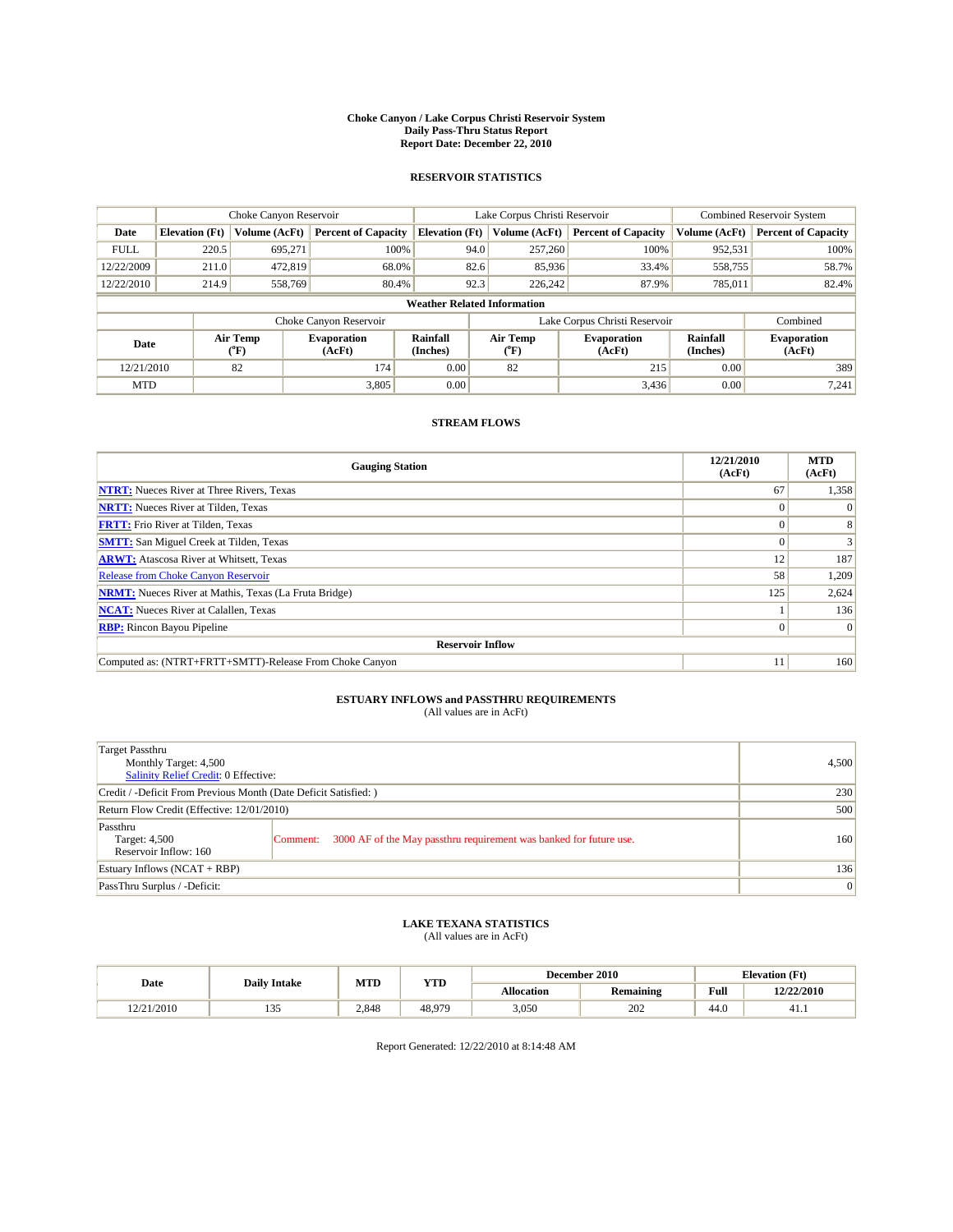# Choke Canyon / Lake Corpus Christi Reservoir System
## Daily Pass-Thru Status Report
### Report Date: December 22, 2010

## RESERVOIR STATISTICS

| | Choke Canyon Reservoir | | | Lake Corpus Christi Reservoir | | | Combined Reservoir System | |
|---|---|---|---|---|---|---|---|---|
| Date | Elevation (Ft) | Volume (AcFt) | Percent of Capacity | Elevation (Ft) | Volume (AcFt) | Percent of Capacity | Volume (AcFt) | Percent of Capacity |
| FULL | 220.5 | 695,271 | 100% | 94.0 | 257,260 | 100% | 952,531 | 100% |
| 12/22/2009 | 211.0 | 472,819 | 68.0% | 82.6 | 85,936 | 33.4% | 558,755 | 58.7% |
| 12/22/2010 | 214.9 | 558,769 | 80.4% | 92.3 | 226,242 | 87.9% | 785,011 | 82.4% |

**Weather Related Information**

| | Choke Canyon Reservoir | | | Lake Corpus Christi Reservoir | | | Combined |
|---|---|---|---|---|---|---|---|
| Date | Air Temp (°F) | Evaporation (AcFt) | Rainfall (Inches) | Air Temp (°F) | Evaporation (AcFt) | Rainfall (Inches) | Evaporation (AcFt) |
| 12/21/2010 | 82 | 174 | 0.00 | 82 | 215 | 0.00 | 389 |
| MTD | | 3,805 | 0.00 | | 3,436 | 0.00 | 7,241 |

## STREAM FLOWS

| Gauging Station | 12/21/2010 (AcFt) | MTD (AcFt) |
|---|---|---|
| NTRT: Nueces River at Three Rivers, Texas | 67 | 1,358 |
| NRTT: Nueces River at Tilden, Texas | 0 | 0 |
| FRTT: Frio River at Tilden, Texas | 0 | 8 |
| SMTT: San Miguel Creek at Tilden, Texas | 0 | 3 |
| ARWT: Atascosa River at Whitsett, Texas | 12 | 187 |
| Release from Choke Canyon Reservoir | 58 | 1,209 |
| NRMT: Nueces River at Mathis, Texas (La Fruta Bridge) | 125 | 2,624 |
| NCAT: Nueces River at Calallen, Texas | 1 | 136 |
| RBP: Rincon Bayou Pipeline | 0 | 0 |
| **Reservoir Inflow** | | |
| Computed as: (NTRT+FRTT+SMTT)-Release From Choke Canyon | 11 | 160 |

## ESTUARY INFLOWS and PASSTHRU REQUIREMENTS
(All values are in AcFt)

| | | |
|---|---|---|
| Target Passthru<br>Monthly Target: 4,500<br>Salinity Relief Credit: 0 Effective: | | 4,500 |
| Credit / -Deficit From Previous Month (Date Deficit Satisfied: ) | | 230 |
| Return Flow Credit (Effective: 12/01/2010) | | 500 |
| Passthru<br>Target: 4,500<br>Reservoir Inflow: 160 | Comment: 3000 AF of the May passthru requirement was banked for future use. | 160 |
| Estuary Inflows (NCAT + RBP) | | 136 |
| PassThru Surplus / -Deficit: | | 0 |

## LAKE TEXANA STATISTICS
(All values are in AcFt)

| Date | Daily Intake | MTD | YTD | December 2010 | | Elevation (Ft) | |
|---|---|---|---|---|---|---|---|
| | | | | Allocation | Remaining | Full | 12/22/2010 |
| 12/21/2010 | 135 | 2,848 | 48,979 | 3,050 | 202 | 44.0 | 41.1 |

Report Generated: 12/22/2010 at 8:14:48 AM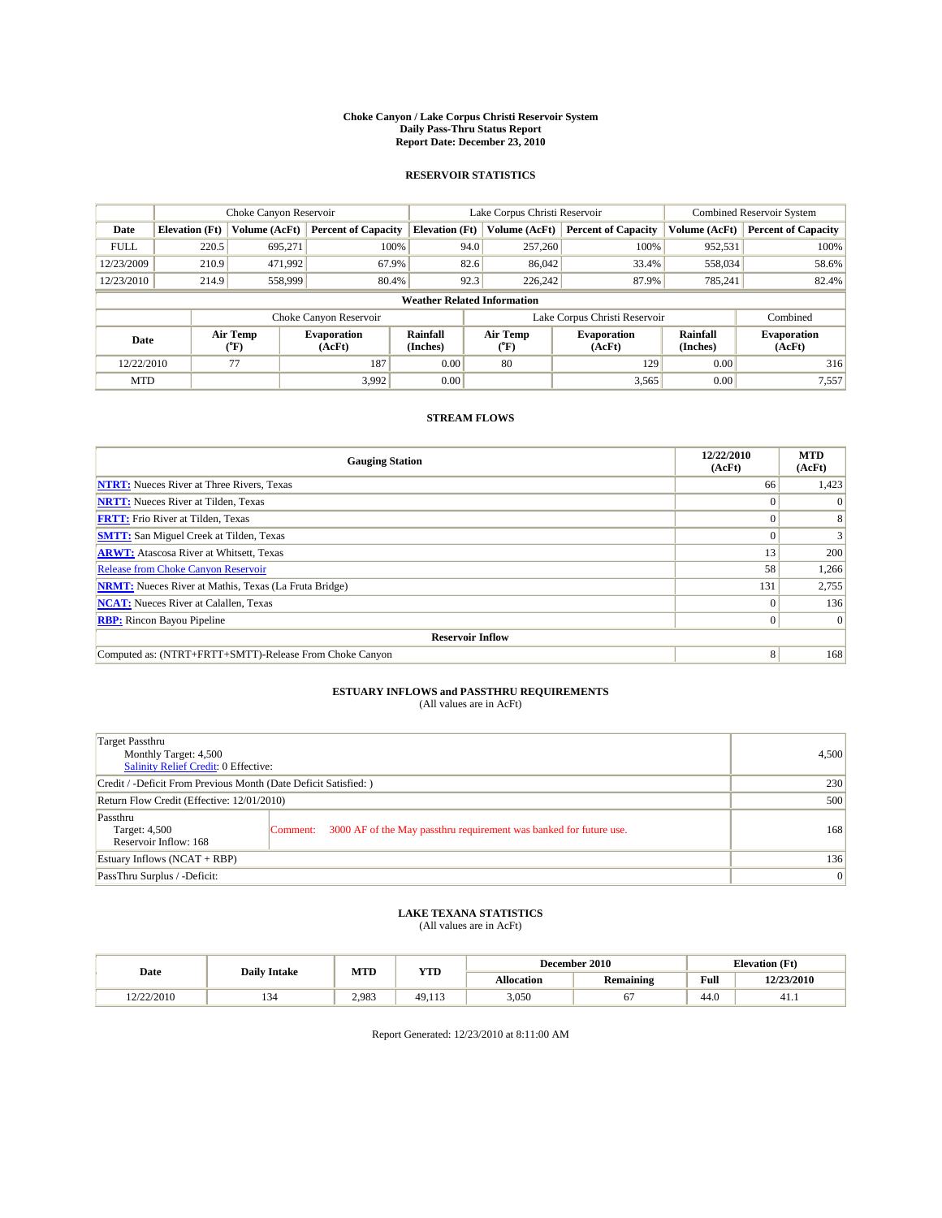# Choke Canyon / Lake Corpus Christi Reservoir System
## Daily Pass-Thru Status Report
### Report Date: December 23, 2010

## RESERVOIR STATISTICS

| | Choke Canyon Reservoir | | | Lake Corpus Christi Reservoir | | | Combined Reservoir System | |
|---|---|---|---|---|---|---|---|---|
| Date | Elevation (Ft) | Volume (AcFt) | Percent of Capacity | Elevation (Ft) | Volume (AcFt) | Percent of Capacity | Volume (AcFt) | Percent of Capacity |
| FULL | 220.5 | 695,271 | 100% | 94.0 | 257,260 | 100% | 952,531 | 100% |
| 12/23/2009 | 210.9 | 471,992 | 67.9% | 82.6 | 86,042 | 33.4% | 558,034 | 58.6% |
| 12/23/2010 | 214.9 | 558,999 | 80.4% | 92.3 | 226,242 | 87.9% | 785,241 | 82.4% |

**Weather Related Information**

| | Choke Canyon Reservoir | | | Lake Corpus Christi Reservoir | | | Combined |
|---|---|---|---|---|---|---|---|
| Date | Air Temp (°F) | Evaporation (AcFt) | Rainfall (Inches) | Air Temp (°F) | Evaporation (AcFt) | Rainfall (Inches) | Evaporation (AcFt) |
| 12/22/2010 | 77 | 187 | 0.00 | 80 | 129 | 0.00 | 316 |
| MTD | | 3,992 | 0.00 | | 3,565 | 0.00 | 7,557 |

## STREAM FLOWS

| Gauging Station | 12/22/2010 (AcFt) | MTD (AcFt) |
|---|---|---|
| **NTRT:** Nueces River at Three Rivers, Texas | 66 | 1,423 |
| **NRTT:** Nueces River at Tilden, Texas | 0 | 0 |
| **FRTT:** Frio River at Tilden, Texas | 0 | 8 |
| **SMTT:** San Miguel Creek at Tilden, Texas | 0 | 3 |
| **ARWT:** Atascosa River at Whitsett, Texas | 13 | 200 |
| Release from Choke Canyon Reservoir | 58 | 1,266 |
| **NRMT:** Nueces River at Mathis, Texas (La Fruta Bridge) | 131 | 2,755 |
| **NCAT:** Nueces River at Calallen, Texas | 0 | 136 |
| **RBP:** Rincon Bayou Pipeline | 0 | 0 |
| **Reservoir Inflow** | | |
| Computed as: (NTRT+FRTT+SMTT)-Release From Choke Canyon | 8 | 168 |

## ESTUARY INFLOWS and PASSTHRU REQUIREMENTS
(All values are in AcFt)

| | |
|---|---|
| Target Passthru<br>Monthly Target: 4,500<br>Salinity Relief Credit: 0 Effective: | 4,500 |
| Credit / -Deficit From Previous Month (Date Deficit Satisfied: ) | 230 |
| Return Flow Credit (Effective: 12/01/2010) | 500 |
| Passthru<br>Target: 4,500<br>Reservoir Inflow: 168<br>Comment: 3000 AF of the May passthru requirement was banked for future use. | 168 |
| Estuary Inflows (NCAT + RBP) | 136 |
| PassThru Surplus / -Deficit: | 0 |

## LAKE TEXANA STATISTICS
(All values are in AcFt)

| Date | Daily Intake | MTD | YTD | December 2010 | | Elevation (Ft) | |
|---|---|---|---|---|---|---|---|
| | | | | Allocation | Remaining | Full | 12/23/2010 |
| 12/22/2010 | 134 | 2,983 | 49,113 | 3,050 | 67 | 44.0 | 41.1 |

Report Generated: 12/23/2010 at 8:11:00 AM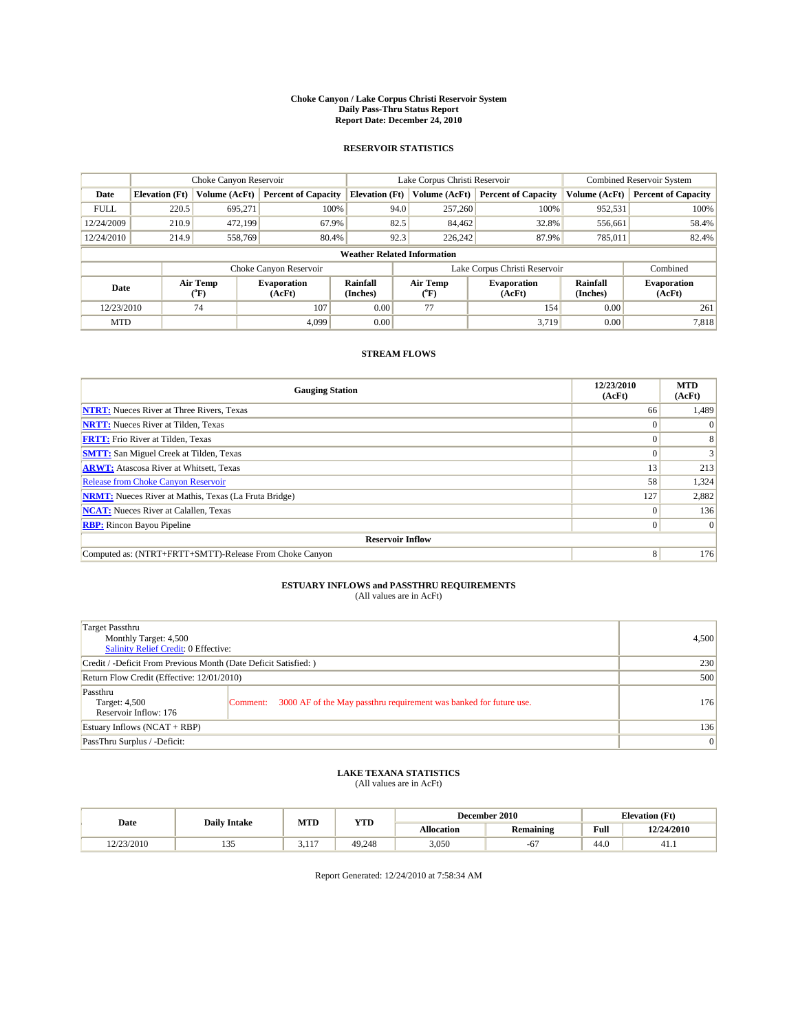# Choke Canyon / Lake Corpus Christi Reservoir System
## Daily Pass-Thru Status Report
### Report Date: December 24, 2010

## RESERVOIR STATISTICS

| | Choke Canyon Reservoir | | | Lake Corpus Christi Reservoir | | | Combined Reservoir System | |
|---|---|---|---|---|---|---|---|---|
| Date | Elevation (Ft) | Volume (AcFt) | Percent of Capacity | Elevation (Ft) | Volume (AcFt) | Percent of Capacity | Volume (AcFt) | Percent of Capacity |
| FULL | 220.5 | 695,271 | 100% | 94.0 | 257,260 | 100% | 952,531 | 100% |
| 12/24/2009 | 210.9 | 472,199 | 67.9% | 82.5 | 84,462 | 32.8% | 556,661 | 58.4% |
| 12/24/2010 | 214.9 | 558,769 | 80.4% | 92.3 | 226,242 | 87.9% | 785,011 | 82.4% |

**Weather Related Information**

| | Choke Canyon Reservoir | | | Lake Corpus Christi Reservoir | | | Combined |
|---|---|---|---|---|---|---|---|
| Date | Air Temp (°F) | Evaporation (AcFt) | Rainfall (Inches) | Air Temp (°F) | Evaporation (AcFt) | Rainfall (Inches) | Evaporation (AcFt) |
| 12/23/2010 | 74 | 107 | 0.00 | 77 | 154 | 0.00 | 261 |
| MTD | | 4,099 | 0.00 | | 3,719 | 0.00 | 7,818 |

## STREAM FLOWS

| Gauging Station | 12/23/2010 (AcFt) | MTD (AcFt) |
|---|---|---|
| NTRT: Nueces River at Three Rivers, Texas | 66 | 1,489 |
| NRTT: Nueces River at Tilden, Texas | 0 | 0 |
| FRTT: Frio River at Tilden, Texas | 0 | 8 |
| SMTT: San Miguel Creek at Tilden, Texas | 0 | 3 |
| ARWT: Atascosa River at Whitsett, Texas | 13 | 213 |
| Release from Choke Canyon Reservoir | 58 | 1,324 |
| NRMT: Nueces River at Mathis, Texas (La Fruta Bridge) | 127 | 2,882 |
| NCAT: Nueces River at Calallen, Texas | 0 | 136 |
| RBP: Rincon Bayou Pipeline | 0 | 0 |
| **Reservoir Inflow** | | |
| Computed as: (NTRT+FRTT+SMTT)-Release From Choke Canyon | 8 | 176 |

## ESTUARY INFLOWS and PASSTHRU REQUIREMENTS
(All values are in AcFt)

| | |
|---|---|
| Target Passthru<br>Monthly Target: 4,500<br>Salinity Relief Credit: 0 Effective: | 4,500 |
| Credit / -Deficit From Previous Month (Date Deficit Satisfied: ) | 230 |
| Return Flow Credit (Effective: 12/01/2010) | 500 |
| Passthru<br>Target: 4,500<br>Reservoir Inflow: 176 — Comment: 3000 AF of the May passthru requirement was banked for future use. | 176 |
| Estuary Inflows (NCAT + RBP) | 136 |
| PassThru Surplus / -Deficit: | 0 |

## LAKE TEXANA STATISTICS
(All values are in AcFt)

| Date | Daily Intake | MTD | YTD | December 2010 | | Elevation (Ft) | |
|---|---|---|---|---|---|---|---|
| | | | | Allocation | Remaining | Full | 12/24/2010 |
| 12/23/2010 | 135 | 3,117 | 49,248 | 3,050 | -67 | 44.0 | 41.1 |

Report Generated: 12/24/2010 at 7:58:34 AM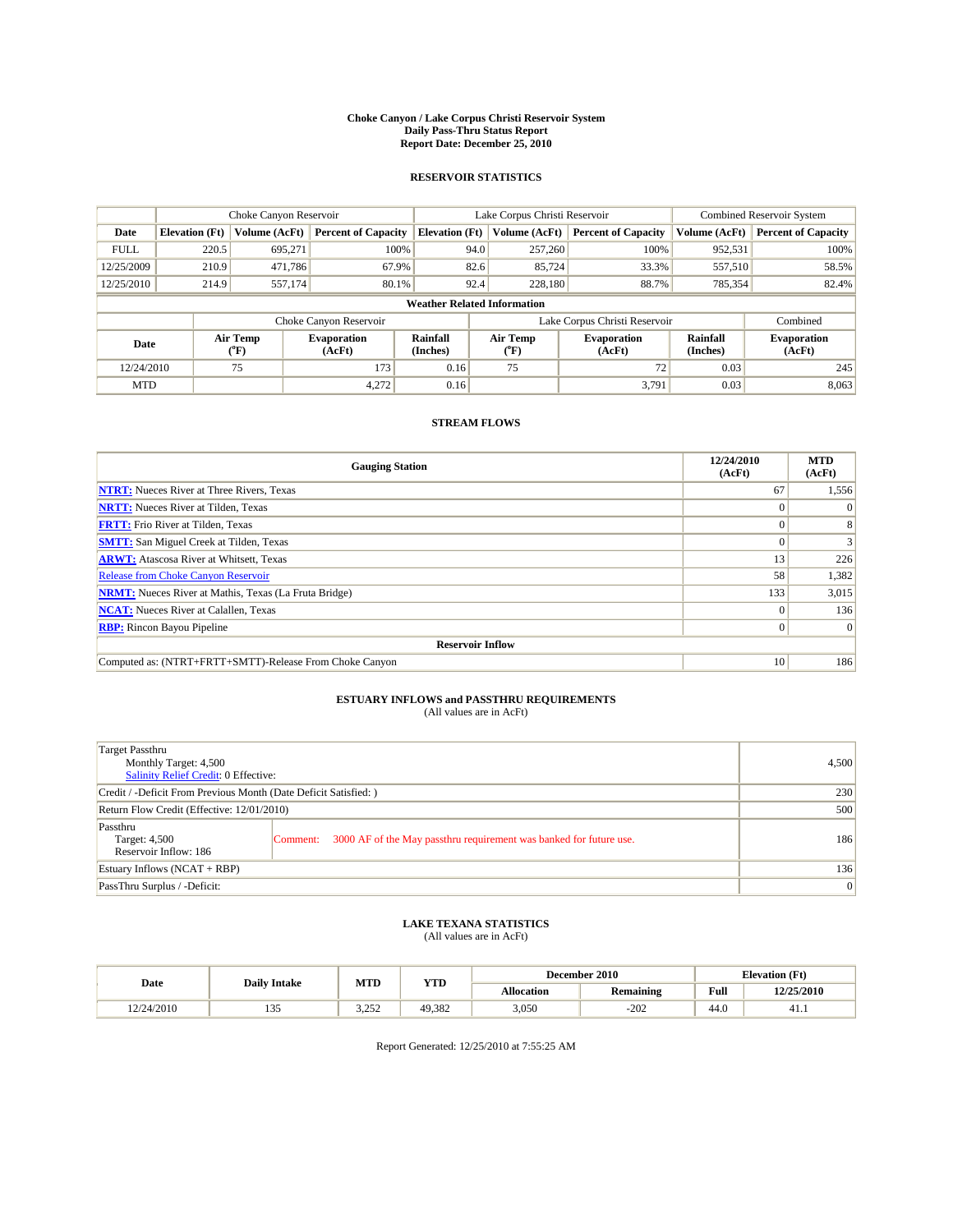# Choke Canyon / Lake Corpus Christi Reservoir System
## Daily Pass-Thru Status Report
### Report Date: December 25, 2010

## RESERVOIR STATISTICS

| | Choke Canyon Reservoir | | | Lake Corpus Christi Reservoir | | | Combined Reservoir System | |
|---|---|---|---|---|---|---|---|---|
| Date | Elevation (Ft) | Volume (AcFt) | Percent of Capacity | Elevation (Ft) | Volume (AcFt) | Percent of Capacity | Volume (AcFt) | Percent of Capacity |
| FULL | 220.5 | 695,271 | 100% | 94.0 | 257,260 | 100% | 952,531 | 100% |
| 12/25/2009 | 210.9 | 471,786 | 67.9% | 82.6 | 85,724 | 33.3% | 557,510 | 58.5% |
| 12/25/2010 | 214.9 | 557,174 | 80.1% | 92.4 | 228,180 | 88.7% | 785,354 | 82.4% |

**Weather Related Information**

| | Choke Canyon Reservoir | | | Lake Corpus Christi Reservoir | | | Combined |
|---|---|---|---|---|---|---|---|
| Date | Air Temp (°F) | Evaporation (AcFt) | Rainfall (Inches) | Air Temp (°F) | Evaporation (AcFt) | Rainfall (Inches) | Evaporation (AcFt) |
| 12/24/2010 | 75 | 173 | 0.16 | 75 | 72 | 0.03 | 245 |
| MTD | | 4,272 | 0.16 | | 3,791 | 0.03 | 8,063 |

## STREAM FLOWS

| Gauging Station | 12/24/2010 (AcFt) | MTD (AcFt) |
|---|---|---|
| NTRT: Nueces River at Three Rivers, Texas | 67 | 1,556 |
| NRTT: Nueces River at Tilden, Texas | 0 | 0 |
| FRTT: Frio River at Tilden, Texas | 0 | 8 |
| SMTT: San Miguel Creek at Tilden, Texas | 0 | 3 |
| ARWT: Atascosa River at Whitsett, Texas | 13 | 226 |
| Release from Choke Canyon Reservoir | 58 | 1,382 |
| NRMT: Nueces River at Mathis, Texas (La Fruta Bridge) | 133 | 3,015 |
| NCAT: Nueces River at Calallen, Texas | 0 | 136 |
| RBP: Rincon Bayou Pipeline | 0 | 0 |
| **Reservoir Inflow** | | |
| Computed as: (NTRT+FRTT+SMTT)-Release From Choke Canyon | 10 | 186 |

## ESTUARY INFLOWS and PASSTHRU REQUIREMENTS
(All values are in AcFt)

| | |
|---|---|
| Target Passthru<br>Monthly Target: 4,500<br>Salinity Relief Credit: 0 Effective: | 4,500 |
| Credit / -Deficit From Previous Month (Date Deficit Satisfied: ) | 230 |
| Return Flow Credit (Effective: 12/01/2010) | 500 |
| Passthru<br>Target: 4,500<br>Reservoir Inflow: 186 — Comment: 3000 AF of the May passthru requirement was banked for future use. | 186 |
| Estuary Inflows (NCAT + RBP) | 136 |
| PassThru Surplus / -Deficit: | 0 |

## LAKE TEXANA STATISTICS
(All values are in AcFt)

| Date | Daily Intake | MTD | YTD | December 2010 | | Elevation (Ft) | |
|---|---|---|---|---|---|---|---|
| | | | | Allocation | Remaining | Full | 12/25/2010 |
| 12/24/2010 | 135 | 3,252 | 49,382 | 3,050 | -202 | 44.0 | 41.1 |

Report Generated: 12/25/2010 at 7:55:25 AM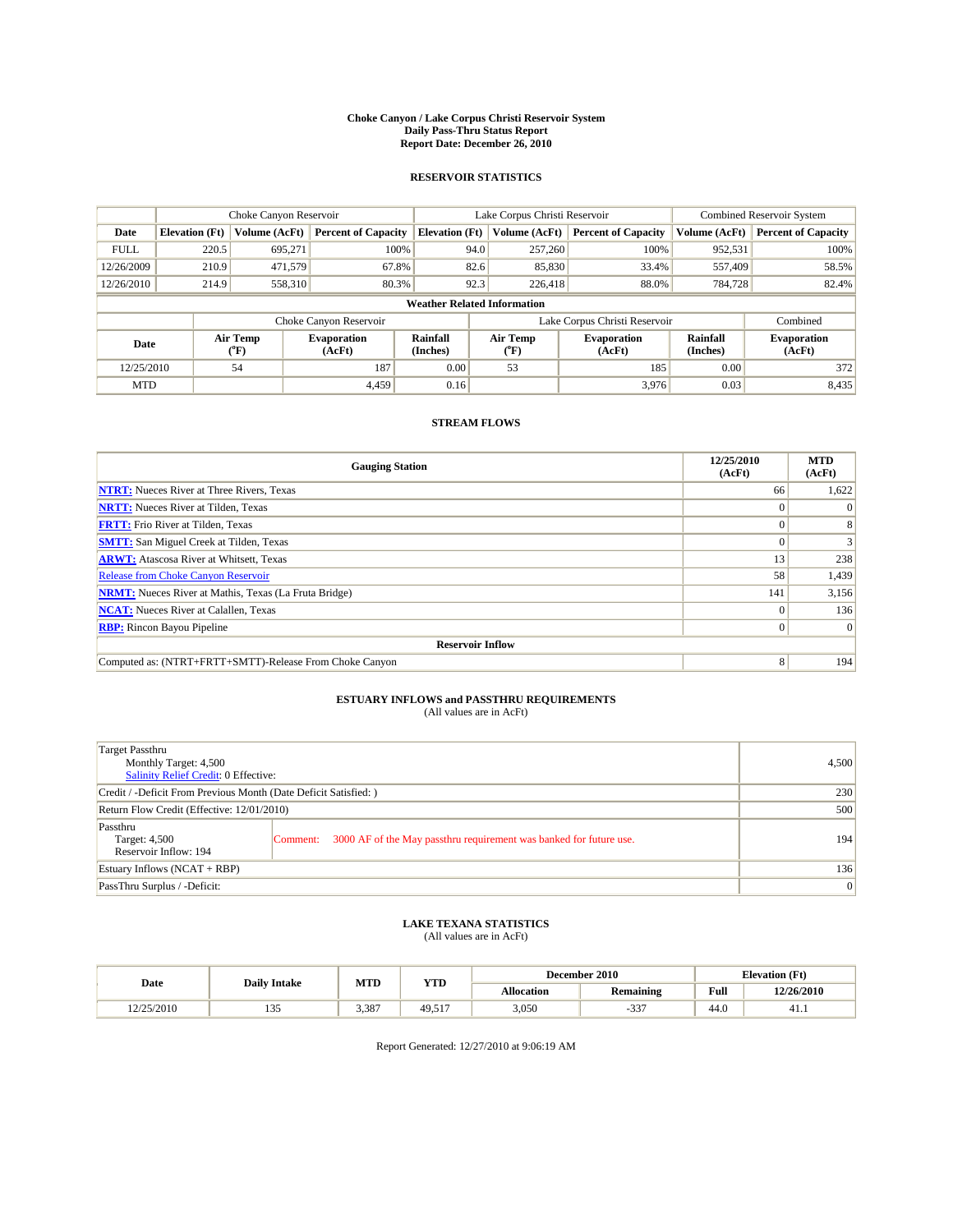**Choke Canyon / Lake Corpus Christi Reservoir System**
**Daily Pass-Thru Status Report**
**Report Date: December 26, 2010**

## RESERVOIR STATISTICS

| | Choke Canyon Reservoir | | | Lake Corpus Christi Reservoir | | | Combined Reservoir System | |
|---|---|---|---|---|---|---|---|---|
| **Date** | **Elevation (Ft)** | **Volume (AcFt)** | **Percent of Capacity** | **Elevation (Ft)** | **Volume (AcFt)** | **Percent of Capacity** | **Volume (AcFt)** | **Percent of Capacity** |
| FULL | 220.5 | 695,271 | 100% | 94.0 | 257,260 | 100% | 952,531 | 100% |
| 12/26/2009 | 210.9 | 471,579 | 67.8% | 82.6 | 85,830 | 33.4% | 557,409 | 58.5% |
| 12/26/2010 | 214.9 | 558,310 | 80.3% | 92.3 | 226,418 | 88.0% | 784,728 | 82.4% |

**Weather Related Information**

| | Choke Canyon Reservoir | | | Lake Corpus Christi Reservoir | | | Combined |
|---|---|---|---|---|---|---|---|
| **Date** | **Air Temp (°F)** | **Evaporation (AcFt)** | **Rainfall (Inches)** | **Air Temp (°F)** | **Evaporation (AcFt)** | **Rainfall (Inches)** | **Evaporation (AcFt)** |
| 12/25/2010 | 54 | 187 | 0.00 | 53 | 185 | 0.00 | 372 |
| MTD | | 4,459 | 0.16 | | 3,976 | 0.03 | 8,435 |

## STREAM FLOWS

| Gauging Station | 12/25/2010 (AcFt) | MTD (AcFt) |
|---|---|---|
| **NTRT:** Nueces River at Three Rivers, Texas | 66 | 1,622 |
| **NRTT:** Nueces River at Tilden, Texas | 0 | 0 |
| **FRTT:** Frio River at Tilden, Texas | 0 | 8 |
| **SMTT:** San Miguel Creek at Tilden, Texas | 0 | 3 |
| **ARWT:** Atascosa River at Whitsett, Texas | 13 | 238 |
| Release from Choke Canyon Reservoir | 58 | 1,439 |
| **NRMT:** Nueces River at Mathis, Texas (La Fruta Bridge) | 141 | 3,156 |
| **NCAT:** Nueces River at Calallen, Texas | 0 | 136 |
| **RBP:** Rincon Bayou Pipeline | 0 | 0 |
| **Reservoir Inflow** | | |
| Computed as: (NTRT+FRTT+SMTT)-Release From Choke Canyon | 8 | 194 |

## ESTUARY INFLOWS and PASSTHRU REQUIREMENTS
(All values are in AcFt)

| | |
|---|---|
| Target Passthru<br>Monthly Target: 4,500<br>Salinity Relief Credit: 0 Effective: | 4,500 |
| Credit / -Deficit From Previous Month (Date Deficit Satisfied: ) | 230 |
| Return Flow Credit (Effective: 12/01/2010) | 500 |
| Passthru<br>Target: 4,500<br>Reservoir Inflow: 194 — Comment: 3000 AF of the May passthru requirement was banked for future use. | 194 |
| Estuary Inflows (NCAT + RBP) | 136 |
| PassThru Surplus / -Deficit: | 0 |

## LAKE TEXANA STATISTICS
(All values are in AcFt)

| Date | Daily Intake | MTD | YTD | December 2010 | | Elevation (Ft) | |
|---|---|---|---|---|---|---|---|
| | | | | **Allocation** | **Remaining** | **Full** | **12/26/2010** |
| 12/25/2010 | 135 | 3,387 | 49,517 | 3,050 | -337 | 44.0 | 41.1 |

Report Generated: 12/27/2010 at 9:06:19 AM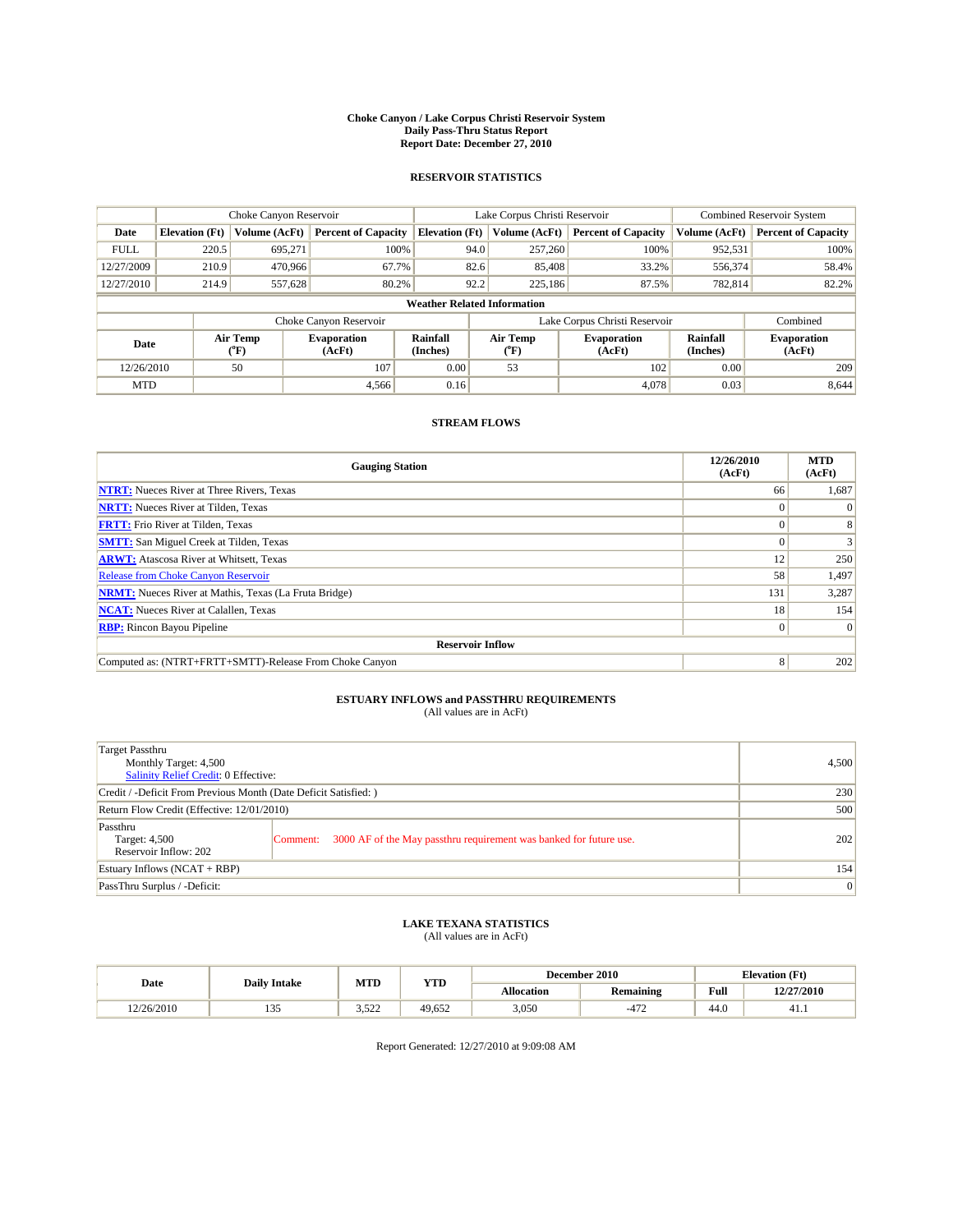# Choke Canyon / Lake Corpus Christi Reservoir System
## Daily Pass-Thru Status Report
## Report Date: December 27, 2010

### RESERVOIR STATISTICS

| | Choke Canyon Reservoir | | | Lake Corpus Christi Reservoir | | | Combined Reservoir System | |
|---|---|---|---|---|---|---|---|---|
| Date | Elevation (Ft) | Volume (AcFt) | Percent of Capacity | Elevation (Ft) | Volume (AcFt) | Percent of Capacity | Volume (AcFt) | Percent of Capacity |
| FULL | 220.5 | 695,271 | 100% | 94.0 | 257,260 | 100% | 952,531 | 100% |
| 12/27/2009 | 210.9 | 470,966 | 67.7% | 82.6 | 85,408 | 33.2% | 556,374 | 58.4% |
| 12/27/2010 | 214.9 | 557,628 | 80.2% | 92.2 | 225,186 | 87.5% | 782,814 | 82.2% |

**Weather Related Information**

| | Choke Canyon Reservoir | | | Lake Corpus Christi Reservoir | | | Combined |
|---|---|---|---|---|---|---|---|
| Date | Air Temp (°F) | Evaporation (AcFt) | Rainfall (Inches) | Air Temp (°F) | Evaporation (AcFt) | Rainfall (Inches) | Evaporation (AcFt) |
| 12/26/2010 | 50 | 107 | 0.00 | 53 | 102 | 0.00 | 209 |
| MTD | | 4,566 | 0.16 | | 4,078 | 0.03 | 8,644 |

### STREAM FLOWS

| Gauging Station | 12/26/2010 (AcFt) | MTD (AcFt) |
|---|---|---|
| NTRT: Nueces River at Three Rivers, Texas | 66 | 1,687 |
| NRTT: Nueces River at Tilden, Texas | 0 | 0 |
| FRTT: Frio River at Tilden, Texas | 0 | 8 |
| SMTT: San Miguel Creek at Tilden, Texas | 0 | 3 |
| ARWT: Atascosa River at Whitsett, Texas | 12 | 250 |
| Release from Choke Canyon Reservoir | 58 | 1,497 |
| NRMT: Nueces River at Mathis, Texas (La Fruta Bridge) | 131 | 3,287 |
| NCAT: Nueces River at Calallen, Texas | 18 | 154 |
| RBP: Rincon Bayou Pipeline | 0 | 0 |
| **Reservoir Inflow** | | |
| Computed as: (NTRT+FRTT+SMTT)-Release From Choke Canyon | 8 | 202 |

### ESTUARY INFLOWS and PASSTHRU REQUIREMENTS
(All values are in AcFt)

| | |
|---|---|
| Target Passthru<br>Monthly Target: 4,500<br>Salinity Relief Credit: 0 Effective: | 4,500 |
| Credit / -Deficit From Previous Month (Date Deficit Satisfied: ) | 230 |
| Return Flow Credit (Effective: 12/01/2010) | 500 |
| Passthru<br>Target: 4,500<br>Reservoir Inflow: 202<br>Comment: 3000 AF of the May passthru requirement was banked for future use. | 202 |
| Estuary Inflows (NCAT + RBP) | 154 |
| PassThru Surplus / -Deficit: | 0 |

### LAKE TEXANA STATISTICS
(All values are in AcFt)

| Date | Daily Intake | MTD | YTD | December 2010 | | Elevation (Ft) | |
|---|---|---|---|---|---|---|---|
| | | | | Allocation | Remaining | Full | 12/27/2010 |
| 12/26/2010 | 135 | 3,522 | 49,652 | 3,050 | -472 | 44.0 | 41.1 |

Report Generated: 12/27/2010 at 9:09:08 AM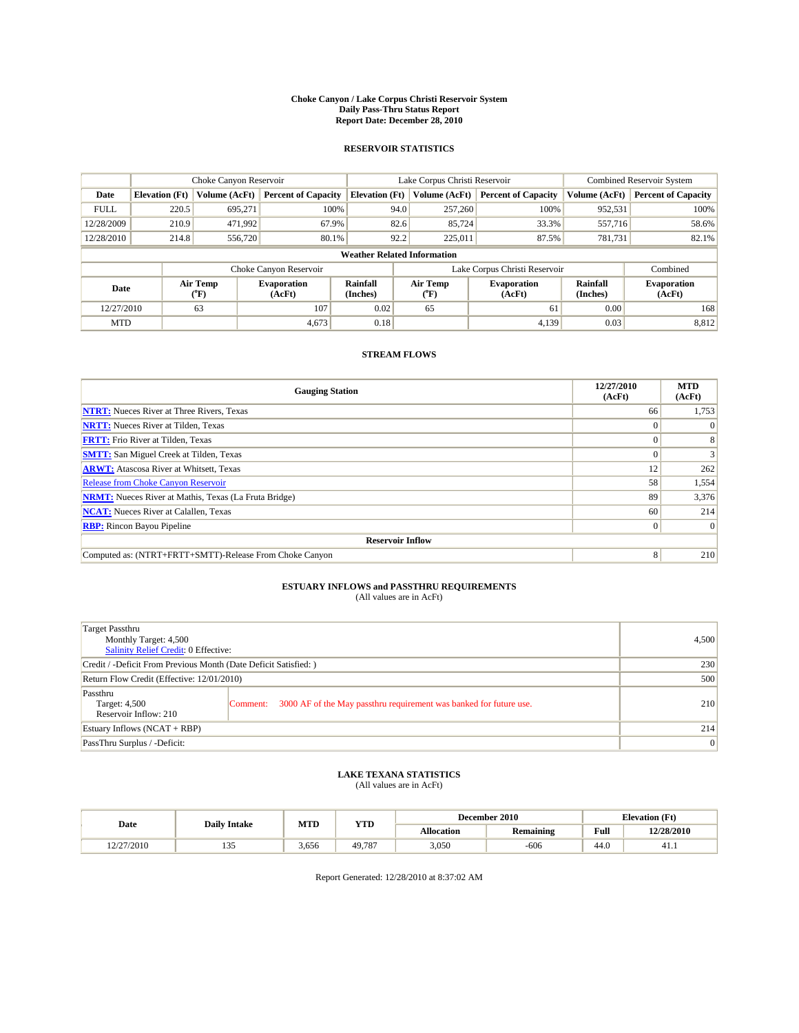# Choke Canyon / Lake Corpus Christi Reservoir System
## Daily Pass-Thru Status Report
## Report Date: December 28, 2010

### RESERVOIR STATISTICS

| | Choke Canyon Reservoir | | | Lake Corpus Christi Reservoir | | | Combined Reservoir System | |
|---|---|---|---|---|---|---|---|---|
| Date | Elevation (Ft) | Volume (AcFt) | Percent of Capacity | Elevation (Ft) | Volume (AcFt) | Percent of Capacity | Volume (AcFt) | Percent of Capacity |
| FULL | 220.5 | 695,271 | 100% | 94.0 | 257,260 | 100% | 952,531 | 100% |
| 12/28/2009 | 210.9 | 471,992 | 67.9% | 82.6 | 85,724 | 33.3% | 557,716 | 58.6% |
| 12/28/2010 | 214.8 | 556,720 | 80.1% | 92.2 | 225,011 | 87.5% | 781,731 | 82.1% |

**Weather Related Information**

| | Choke Canyon Reservoir | | | Lake Corpus Christi Reservoir | | | Combined |
|---|---|---|---|---|---|---|---|
| Date | Air Temp (°F) | Evaporation (AcFt) | Rainfall (Inches) | Air Temp (°F) | Evaporation (AcFt) | Rainfall (Inches) | Evaporation (AcFt) |
| 12/27/2010 | 63 | 107 | 0.02 | 65 | 61 | 0.00 | 168 |
| MTD | | 4,673 | 0.18 | | 4,139 | 0.03 | 8,812 |

### STREAM FLOWS

| Gauging Station | 12/27/2010 (AcFt) | MTD (AcFt) |
|---|---|---|
| NTRT: Nueces River at Three Rivers, Texas | 66 | 1,753 |
| NRTT: Nueces River at Tilden, Texas | 0 | 0 |
| FRTT: Frio River at Tilden, Texas | 0 | 8 |
| SMTT: San Miguel Creek at Tilden, Texas | 0 | 3 |
| ARWT: Atascosa River at Whitsett, Texas | 12 | 262 |
| Release from Choke Canyon Reservoir | 58 | 1,554 |
| NRMT: Nueces River at Mathis, Texas (La Fruta Bridge) | 89 | 3,376 |
| NCAT: Nueces River at Calallen, Texas | 60 | 214 |
| RBP: Rincon Bayou Pipeline | 0 | 0 |
| **Reservoir Inflow** | | |
| Computed as: (NTRT+FRTT+SMTT)-Release From Choke Canyon | 8 | 210 |

### ESTUARY INFLOWS and PASSTHRU REQUIREMENTS
(All values are in AcFt)

| | |
|---|---|
| Target Passthru<br>Monthly Target: 4,500<br>Salinity Relief Credit: 0 Effective: | 4,500 |
| Credit / -Deficit From Previous Month (Date Deficit Satisfied: ) | 230 |
| Return Flow Credit (Effective: 12/01/2010) | 500 |
| Passthru<br>Target: 4,500<br>Reservoir Inflow: 210<br>Comment: 3000 AF of the May passthru requirement was banked for future use. | 210 |
| Estuary Inflows (NCAT + RBP) | 214 |
| PassThru Surplus / -Deficit: | 0 |

### LAKE TEXANA STATISTICS
(All values are in AcFt)

| Date | Daily Intake | MTD | YTD | December 2010 | | Elevation (Ft) | |
|---|---|---|---|---|---|---|---|
| | | | | Allocation | Remaining | Full | 12/28/2010 |
| 12/27/2010 | 135 | 3,656 | 49,787 | 3,050 | -606 | 44.0 | 41.1 |

Report Generated: 12/28/2010 at 8:37:02 AM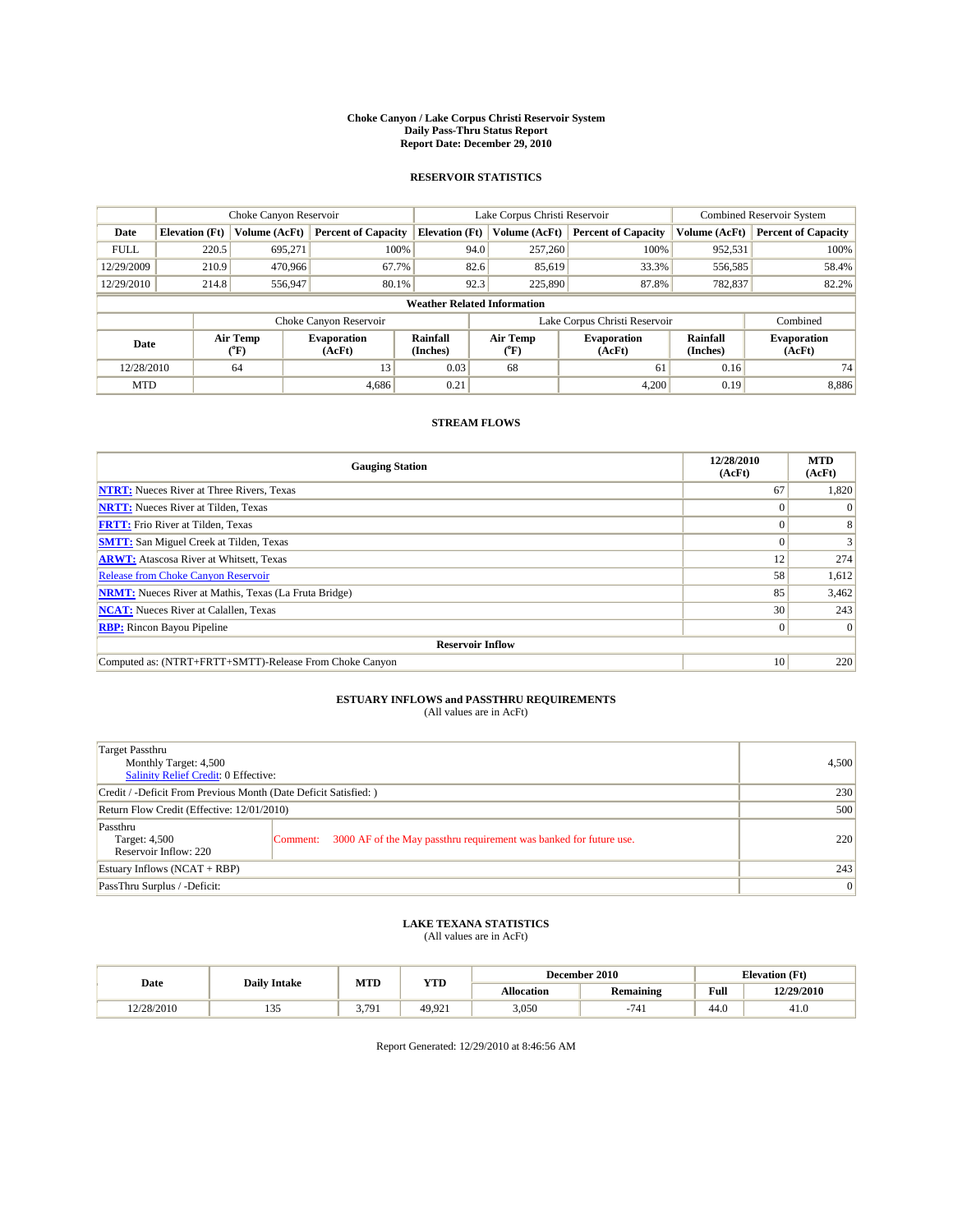# Choke Canyon / Lake Corpus Christi Reservoir System
## Daily Pass-Thru Status Report
### Report Date: December 29, 2010

## RESERVOIR STATISTICS

| | Choke Canyon Reservoir | | | Lake Corpus Christi Reservoir | | | Combined Reservoir System | |
|---|---|---|---|---|---|---|---|---|
| Date | Elevation (Ft) | Volume (AcFt) | Percent of Capacity | Elevation (Ft) | Volume (AcFt) | Percent of Capacity | Volume (AcFt) | Percent of Capacity |
| FULL | 220.5 | 695,271 | 100% | 94.0 | 257,260 | 100% | 952,531 | 100% |
| 12/29/2009 | 210.9 | 470,966 | 67.7% | 82.6 | 85,619 | 33.3% | 556,585 | 58.4% |
| 12/29/2010 | 214.8 | 556,947 | 80.1% | 92.3 | 225,890 | 87.8% | 782,837 | 82.2% |

**Weather Related Information**

| | Choke Canyon Reservoir | | | Lake Corpus Christi Reservoir | | | Combined |
|---|---|---|---|---|---|---|---|
| Date | Air Temp (°F) | Evaporation (AcFt) | Rainfall (Inches) | Air Temp (°F) | Evaporation (AcFt) | Rainfall (Inches) | Evaporation (AcFt) |
| 12/28/2010 | 64 | 13 | 0.03 | 68 | 61 | 0.16 | 74 |
| MTD | | 4,686 | 0.21 | | 4,200 | 0.19 | 8,886 |

## STREAM FLOWS

| Gauging Station | 12/28/2010 (AcFt) | MTD (AcFt) |
|---|---|---|
| NTRT: Nueces River at Three Rivers, Texas | 67 | 1,820 |
| NRTT: Nueces River at Tilden, Texas | 0 | 0 |
| FRTT: Frio River at Tilden, Texas | 0 | 8 |
| SMTT: San Miguel Creek at Tilden, Texas | 0 | 3 |
| ARWT: Atascosa River at Whitsett, Texas | 12 | 274 |
| Release from Choke Canyon Reservoir | 58 | 1,612 |
| NRMT: Nueces River at Mathis, Texas (La Fruta Bridge) | 85 | 3,462 |
| NCAT: Nueces River at Calallen, Texas | 30 | 243 |
| RBP: Rincon Bayou Pipeline | 0 | 0 |
| **Reservoir Inflow** | | |
| Computed as: (NTRT+FRTT+SMTT)-Release From Choke Canyon | 10 | 220 |

## ESTUARY INFLOWS and PASSTHRU REQUIREMENTS
(All values are in AcFt)

| | |
|---|---|
| Target Passthru<br>Monthly Target: 4,500<br>Salinity Relief Credit: 0 Effective: | 4,500 |
| Credit / -Deficit From Previous Month (Date Deficit Satisfied: ) | 230 |
| Return Flow Credit (Effective: 12/01/2010) | 500 |
| Passthru<br>Target: 4,500<br>Reservoir Inflow: 220 — Comment: 3000 AF of the May passthru requirement was banked for future use. | 220 |
| Estuary Inflows (NCAT + RBP) | 243 |
| PassThru Surplus / -Deficit: | 0 |

## LAKE TEXANA STATISTICS
(All values are in AcFt)

| Date | Daily Intake | MTD | YTD | December 2010 | | Elevation (Ft) | |
|---|---|---|---|---|---|---|---|
| | | | | Allocation | Remaining | Full | 12/29/2010 |
| 12/28/2010 | 135 | 3,791 | 49,921 | 3,050 | -741 | 44.0 | 41.0 |

Report Generated: 12/29/2010 at 8:46:56 AM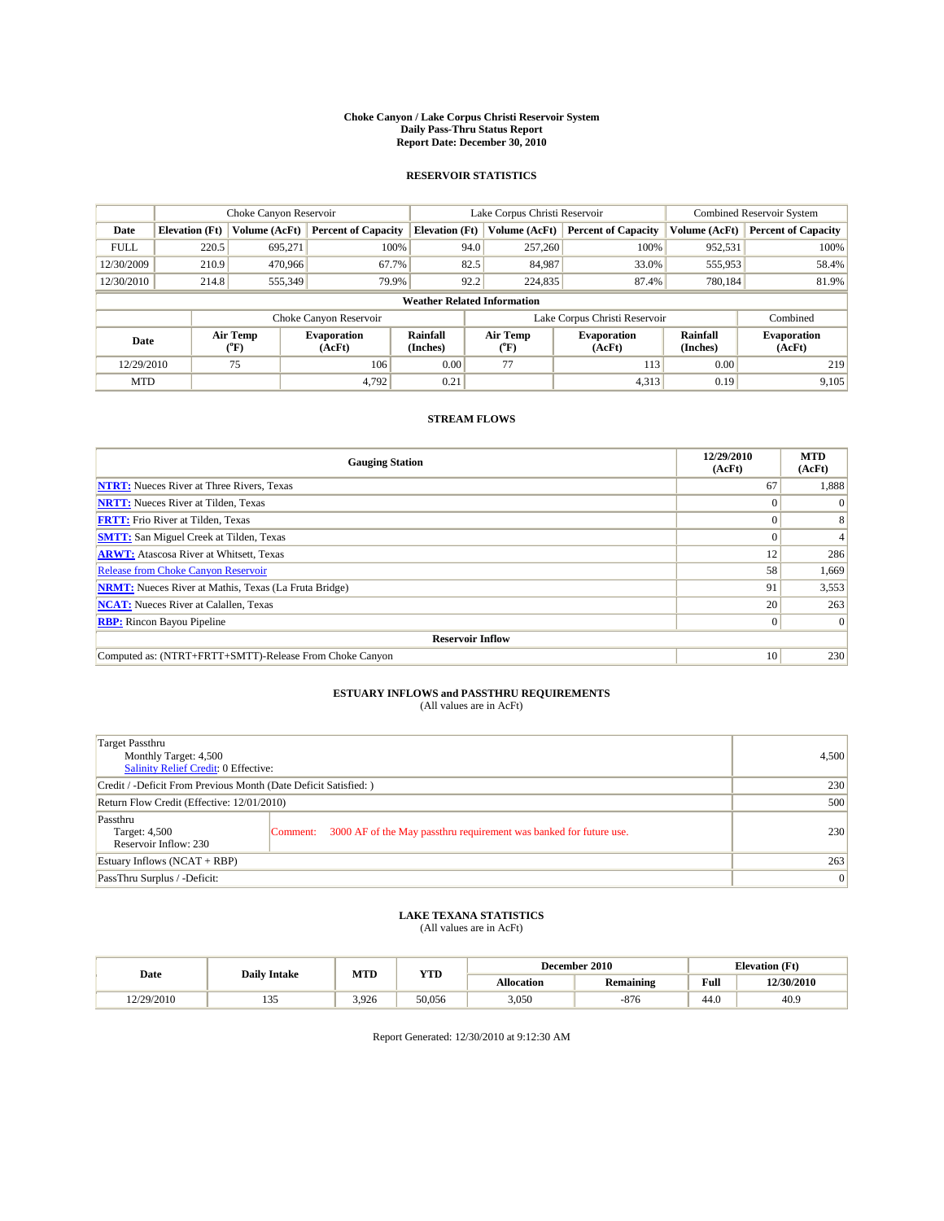**Choke Canyon / Lake Corpus Christi Reservoir System**
**Daily Pass-Thru Status Report**
**Report Date: December 30, 2010**

## RESERVOIR STATISTICS

| | Choke Canyon Reservoir | | | Lake Corpus Christi Reservoir | | | Combined Reservoir System | |
|---|---|---|---|---|---|---|---|---|
| **Date** | **Elevation (Ft)** | **Volume (AcFt)** | **Percent of Capacity** | **Elevation (Ft)** | **Volume (AcFt)** | **Percent of Capacity** | **Volume (AcFt)** | **Percent of Capacity** |
| FULL | 220.5 | 695,271 | 100% | 94.0 | 257,260 | 100% | 952,531 | 100% |
| 12/30/2009 | 210.9 | 470,966 | 67.7% | 82.5 | 84,987 | 33.0% | 555,953 | 58.4% |
| 12/30/2010 | 214.8 | 555,349 | 79.9% | 92.2 | 224,835 | 87.4% | 780,184 | 81.9% |

**Weather Related Information**

| | Choke Canyon Reservoir | | | Lake Corpus Christi Reservoir | | | Combined |
|---|---|---|---|---|---|---|---|
| **Date** | **Air Temp (°F)** | **Evaporation (AcFt)** | **Rainfall (Inches)** | **Air Temp (°F)** | **Evaporation (AcFt)** | **Rainfall (Inches)** | **Evaporation (AcFt)** |
| 12/29/2010 | 75 | 106 | 0.00 | 77 | 113 | 0.00 | 219 |
| MTD | | 4,792 | 0.21 | | 4,313 | 0.19 | 9,105 |

## STREAM FLOWS

| Gauging Station | 12/29/2010 (AcFt) | MTD (AcFt) |
|---|---|---|
| **NTRT:** Nueces River at Three Rivers, Texas | 67 | 1,888 |
| **NRTT:** Nueces River at Tilden, Texas | 0 | 0 |
| **FRTT:** Frio River at Tilden, Texas | 0 | 8 |
| **SMTT:** San Miguel Creek at Tilden, Texas | 0 | 4 |
| **ARWT:** Atascosa River at Whitsett, Texas | 12 | 286 |
| Release from Choke Canyon Reservoir | 58 | 1,669 |
| **NRMT:** Nueces River at Mathis, Texas (La Fruta Bridge) | 91 | 3,553 |
| **NCAT:** Nueces River at Calallen, Texas | 20 | 263 |
| **RBP:** Rincon Bayou Pipeline | 0 | 0 |
| **Reservoir Inflow** | | |
| Computed as: (NTRT+FRTT+SMTT)-Release From Choke Canyon | 10 | 230 |

## ESTUARY INFLOWS and PASSTHRU REQUIREMENTS
(All values are in AcFt)

| | |
|---|---|
| Target Passthru<br>Monthly Target: 4,500<br>Salinity Relief Credit: 0 Effective: | 4,500 |
| Credit / -Deficit From Previous Month (Date Deficit Satisfied: ) | 230 |
| Return Flow Credit (Effective: 12/01/2010) | 500 |
| Passthru<br>Target: 4,500<br>Reservoir Inflow: 230<br>Comment: 3000 AF of the May passthru requirement was banked for future use. | 230 |
| Estuary Inflows (NCAT + RBP) | 263 |
| PassThru Surplus / -Deficit: | 0 |

## LAKE TEXANA STATISTICS
(All values are in AcFt)

| Date | Daily Intake | MTD | YTD | December 2010 | | Elevation (Ft) | |
|---|---|---|---|---|---|---|---|
| | | | | **Allocation** | **Remaining** | **Full** | **12/30/2010** |
| 12/29/2010 | 135 | 3,926 | 50,056 | 3,050 | -876 | 44.0 | 40.9 |

Report Generated: 12/30/2010 at 9:12:30 AM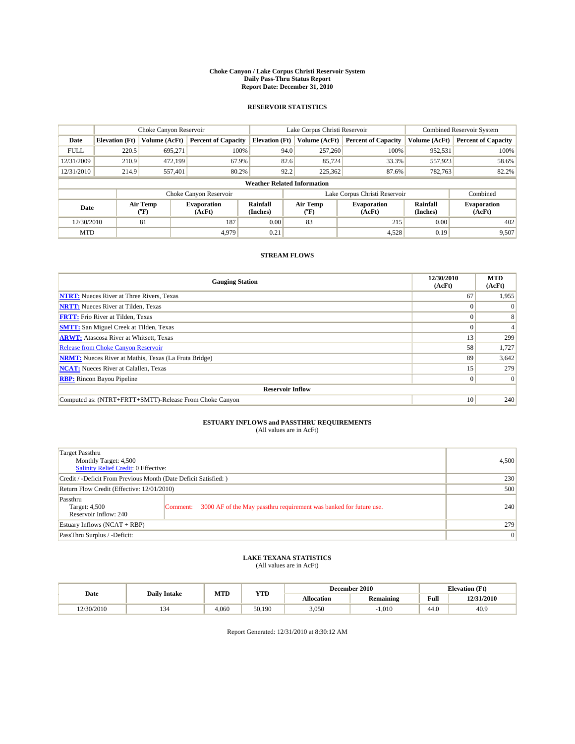**Choke Canyon / Lake Corpus Christi Reservoir System**
**Daily Pass-Thru Status Report**
**Report Date: December 31, 2010**

## RESERVOIR STATISTICS

| | Choke Canyon Reservoir | | | Lake Corpus Christi Reservoir | | | Combined Reservoir System | |
|---|---|---|---|---|---|---|---|---|
| **Date** | **Elevation (Ft)** | **Volume (AcFt)** | **Percent of Capacity** | **Elevation (Ft)** | **Volume (AcFt)** | **Percent of Capacity** | **Volume (AcFt)** | **Percent of Capacity** |
| FULL | 220.5 | 695,271 | 100% | 94.0 | 257,260 | 100% | 952,531 | 100% |
| 12/31/2009 | 210.9 | 472,199 | 67.9% | 82.6 | 85,724 | 33.3% | 557,923 | 58.6% |
| 12/31/2010 | 214.9 | 557,401 | 80.2% | 92.2 | 225,362 | 87.6% | 782,763 | 82.2% |

**Weather Related Information**

| | Choke Canyon Reservoir | | | Lake Corpus Christi Reservoir | | | Combined |
|---|---|---|---|---|---|---|---|
| **Date** | **Air Temp (°F)** | **Evaporation (AcFt)** | **Rainfall (Inches)** | **Air Temp (°F)** | **Evaporation (AcFt)** | **Rainfall (Inches)** | **Evaporation (AcFt)** |
| 12/30/2010 | 81 | 187 | 0.00 | 83 | 215 | 0.00 | 402 |
| MTD | | 4,979 | 0.21 | | 4,528 | 0.19 | 9,507 |

## STREAM FLOWS

| Gauging Station | 12/30/2010 (AcFt) | MTD (AcFt) |
|---|---|---|
| **NTRT:** Nueces River at Three Rivers, Texas | 67 | 1,955 |
| **NRTT:** Nueces River at Tilden, Texas | 0 | 0 |
| **FRTT:** Frio River at Tilden, Texas | 0 | 8 |
| **SMTT:** San Miguel Creek at Tilden, Texas | 0 | 4 |
| **ARWT:** Atascosa River at Whitsett, Texas | 13 | 299 |
| Release from Choke Canyon Reservoir | 58 | 1,727 |
| **NRMT:** Nueces River at Mathis, Texas (La Fruta Bridge) | 89 | 3,642 |
| **NCAT:** Nueces River at Calallen, Texas | 15 | 279 |
| **RBP:** Rincon Bayou Pipeline | 0 | 0 |
| **Reservoir Inflow** | | |
| Computed as: (NTRT+FRTT+SMTT)-Release From Choke Canyon | 10 | 240 |

## ESTUARY INFLOWS and PASSTHRU REQUIREMENTS

(All values are in AcFt)

| | |
|---|---|
| Target Passthru<br>Monthly Target: 4,500<br>Salinity Relief Credit: 0 Effective: | 4,500 |
| Credit / -Deficit From Previous Month (Date Deficit Satisfied: ) | 230 |
| Return Flow Credit (Effective: 12/01/2010) | 500 |
| Passthru<br>Target: 4,500<br>Reservoir Inflow: 240<br>Comment: 3000 AF of the May passthru requirement was banked for future use. | 240 |
| Estuary Inflows (NCAT + RBP) | 279 |
| PassThru Surplus / -Deficit: | 0 |

## LAKE TEXANA STATISTICS

(All values are in AcFt)

| Date | Daily Intake | MTD | YTD | December 2010 | | Elevation (Ft) | |
|---|---|---|---|---|---|---|---|
| | | | | **Allocation** | **Remaining** | **Full** | **12/31/2010** |
| 12/30/2010 | 134 | 4,060 | 50,190 | 3,050 | -1,010 | 44.0 | 40.9 |

Report Generated: 12/31/2010 at 8:30:12 AM